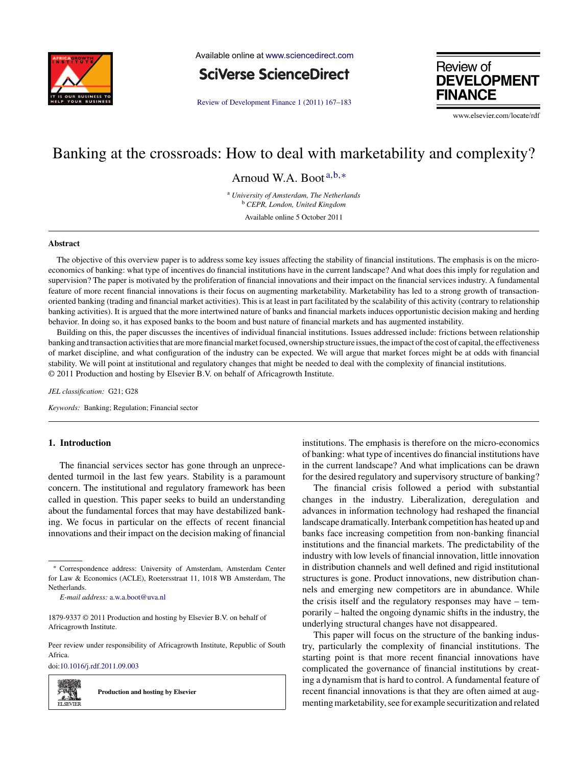# Banking at the crossroads: How to deal with marketability and complexity?

Arnoud W.A. Boot [a,b,*]

[a] *University of Amsterdam, The Netherlands*
[b] *CEPR, London, United Kingdom*

Available online 5 October 2011

## Abstract

The objective of this overview paper is to address some key issues affecting the stability of financial institutions. The emphasis is on the micro-economics of banking: what type of incentives do financial institutions have in the current landscape? And what does this imply for regulation and supervision? The paper is motivated by the proliferation of financial innovations and their impact on the financial services industry. A fundamental feature of more recent financial innovations is their focus on augmenting marketability. Marketability has led to a strong growth of transaction-oriented banking (trading and financial market activities). This is at least in part facilitated by the scalability of this activity (contrary to relationship banking activities). It is argued that the more intertwined nature of banks and financial markets induces opportunistic decision making and herding behavior. In doing so, it has exposed banks to the boom and bust nature of financial markets and has augmented instability.

Building on this, the paper discusses the incentives of individual financial institutions. Issues addressed include: frictions between relationship banking and transaction activities that are more financial market focused, ownership structure issues, the impact of the cost of capital, the effectiveness of market discipline, and what configuration of the industry can be expected. We will argue that market forces might be at odds with financial stability. We will point at institutional and regulatory changes that might be needed to deal with the complexity of financial institutions.
© 2011 Production and hosting by Elsevier B.V. on behalf of Africagrowth Institute.

*JEL classification:* G21; G28

*Keywords:* Banking; Regulation; Financial sector

## 1. Introduction

The financial services sector has gone through an unprecedented turmoil in the last few years. Stability is a paramount concern. The institutional and regulatory framework has been called in question. This paper seeks to build an understanding about the fundamental forces that may have destabilized banking. We focus in particular on the effects of recent financial innovations and their impact on the decision making of financial institutions. The emphasis is therefore on the micro-economics of banking: what type of incentives do financial institutions have in the current landscape? And what implications can be drawn for the desired regulatory and supervisory structure of banking?

The financial crisis followed a period with substantial changes in the industry. Liberalization, deregulation and advances in information technology had reshaped the financial landscape dramatically. Interbank competition has heated up and banks face increasing competition from non-banking financial institutions and the financial markets. The predictability of the industry with low levels of financial innovation, little innovation in distribution channels and well defined and rigid institutional structures is gone. Product innovations, new distribution channels and emerging new competitors are in abundance. While the crisis itself and the regulatory responses may have – temporarily – halted the ongoing dynamic shifts in the industry, the underlying structural changes have not disappeared.

This paper will focus on the structure of the banking industry, particularly the complexity of financial institutions. The starting point is that more recent financial innovations have complicated the governance of financial institutions by creating a dynamism that is hard to control. A fundamental feature of recent financial innovations is that they are often aimed at augmenting marketability, see for example securitization and related

---

\* Correspondence address: University of Amsterdam, Amsterdam Center for Law & Economics (ACLE), Roetersstraat 11, 1018 WB Amsterdam, The Netherlands.
*E-mail address:* a.w.a.boot@uva.nl

1879-9337 © 2011 Production and hosting by Elsevier B.V. on behalf of Africagrowth Institute.

Peer review under responsibility of Africagrowth Institute, Republic of South Africa.

doi:10.1016/j.rdf.2011.09.003

Production and hosting by Elsevier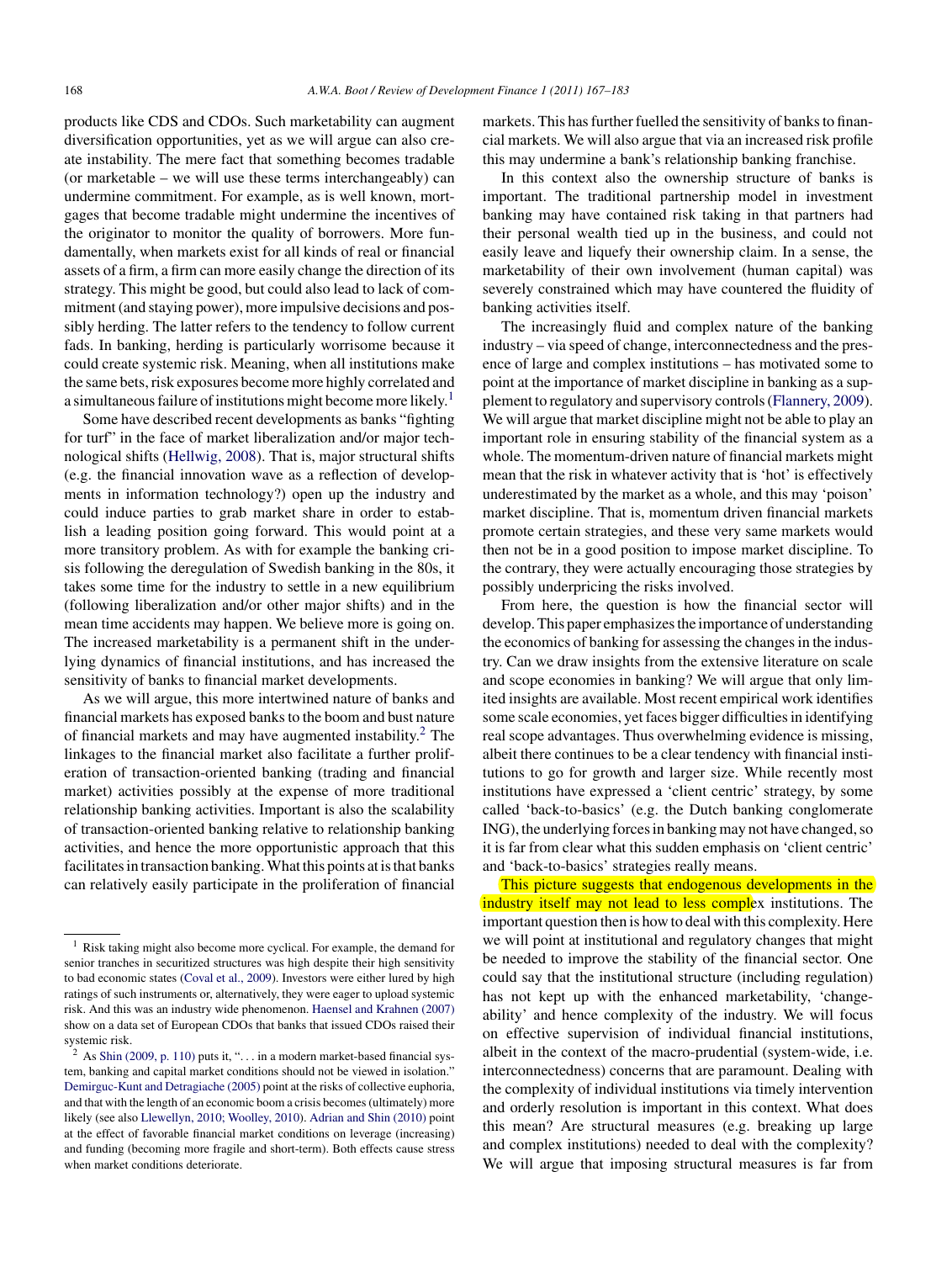products like CDS and CDOs. Such marketability can augment diversification opportunities, yet as we will argue can also create instability. The mere fact that something becomes tradable (or marketable – we will use these terms interchangeably) can undermine commitment. For example, as is well known, mortgages that become tradable might undermine the incentives of the originator to monitor the quality of borrowers. More fundamentally, when markets exist for all kinds of real or financial assets of a firm, a firm can more easily change the direction of its strategy. This might be good, but could also lead to lack of commitment (and staying power), more impulsive decisions and possibly herding. The latter refers to the tendency to follow current fads. In banking, herding is particularly worrisome because it could create systemic risk. Meaning, when all institutions make the same bets, risk exposures become more highly correlated and a simultaneous failure of institutions might become more likely.[1]

Some have described recent developments as banks "fighting for turf" in the face of market liberalization and/or major technological shifts (Hellwig, 2008). That is, major structural shifts (e.g. the financial innovation wave as a reflection of developments in information technology?) open up the industry and could induce parties to grab market share in order to establish a leading position going forward. This would point at a more transitory problem. As with for example the banking crisis following the deregulation of Swedish banking in the 80s, it takes some time for the industry to settle in a new equilibrium (following liberalization and/or other major shifts) and in the mean time accidents may happen. We believe more is going on. The increased marketability is a permanent shift in the underlying dynamics of financial institutions, and has increased the sensitivity of banks to financial market developments.

As we will argue, this more intertwined nature of banks and financial markets has exposed banks to the boom and bust nature of financial markets and may have augmented instability.[2] The linkages to the financial market also facilitate a further proliferation of transaction-oriented banking (trading and financial market) activities possibly at the expense of more traditional relationship banking activities. Important is also the scalability of transaction-oriented banking relative to relationship banking activities, and hence the more opportunistic approach that this facilitates in transaction banking. What this points at is that banks can relatively easily participate in the proliferation of financial markets. This has further fuelled the sensitivity of banks to financial markets. We will also argue that via an increased risk profile this may undermine a bank's relationship banking franchise.

In this context also the ownership structure of banks is important. The traditional partnership model in investment banking may have contained risk taking in that partners had their personal wealth tied up in the business, and could not easily leave and liquefy their ownership claim. In a sense, the marketability of their own involvement (human capital) was severely constrained which may have countered the fluidity of banking activities itself.

The increasingly fluid and complex nature of the banking industry – via speed of change, interconnectedness and the presence of large and complex institutions – has motivated some to point at the importance of market discipline in banking as a supplement to regulatory and supervisory controls (Flannery, 2009). We will argue that market discipline might not be able to play an important role in ensuring stability of the financial system as a whole. The momentum-driven nature of financial markets might mean that the risk in whatever activity that is 'hot' is effectively underestimated by the market as a whole, and this may 'poison' market discipline. That is, momentum driven financial markets promote certain strategies, and these very same markets would then not be in a good position to impose market discipline. To the contrary, they were actually encouraging those strategies by possibly underpricing the risks involved.

From here, the question is how the financial sector will develop. This paper emphasizes the importance of understanding the economics of banking for assessing the changes in the industry. Can we draw insights from the extensive literature on scale and scope economies in banking? We will argue that only limited insights are available. Most recent empirical work identifies some scale economies, yet faces bigger difficulties in identifying real scope advantages. Thus overwhelming evidence is missing, albeit there continues to be a clear tendency with financial institutions to go for growth and larger size. While recently most institutions have expressed a 'client centric' strategy, by some called 'back-to-basics' (e.g. the Dutch banking conglomerate ING), the underlying forces in banking may not have changed, so it is far from clear what this sudden emphasis on 'client centric' and 'back-to-basics' strategies really means.

This picture suggests that endogenous developments in the industry itself may not lead to less complex institutions. The important question then is how to deal with this complexity. Here we will point at institutional and regulatory changes that might be needed to improve the stability of the financial sector. One could say that the institutional structure (including regulation) has not kept up with the enhanced marketability, 'changeability' and hence complexity of the industry. We will focus on effective supervision of individual financial institutions, albeit in the context of the macro-prudential (system-wide, i.e. interconnectedness) concerns that are paramount. Dealing with the complexity of individual institutions via timely intervention and orderly resolution is important in this context. What does this mean? Are structural measures (e.g. breaking up large and complex institutions) needed to deal with the complexity? We will argue that imposing structural measures is far from

---

[1] Risk taking might also become more cyclical. For example, the demand for senior tranches in securitized structures was high despite their high sensitivity to bad economic states (Coval et al., 2009). Investors were either lured by high ratings of such instruments or, alternatively, they were eager to upload systemic risk. And this was an industry wide phenomenon. Haensel and Krahnen (2007) show on a data set of European CDOs that banks that issued CDOs raised their systemic risk.

[2] As Shin (2009, p. 110) puts it, "... in a modern market-based financial system, banking and capital market conditions should not be viewed in isolation." Demirguc-Kunt and Detragiache (2005) point at the risks of collective euphoria, and that with the length of an economic boom a crisis becomes (ultimately) more likely (see also Llewellyn, 2010; Woolley, 2010). Adrian and Shin (2010) point at the effect of favorable financial market conditions on leverage (increasing) and funding (becoming more fragile and short-term). Both effects cause stress when market conditions deteriorate.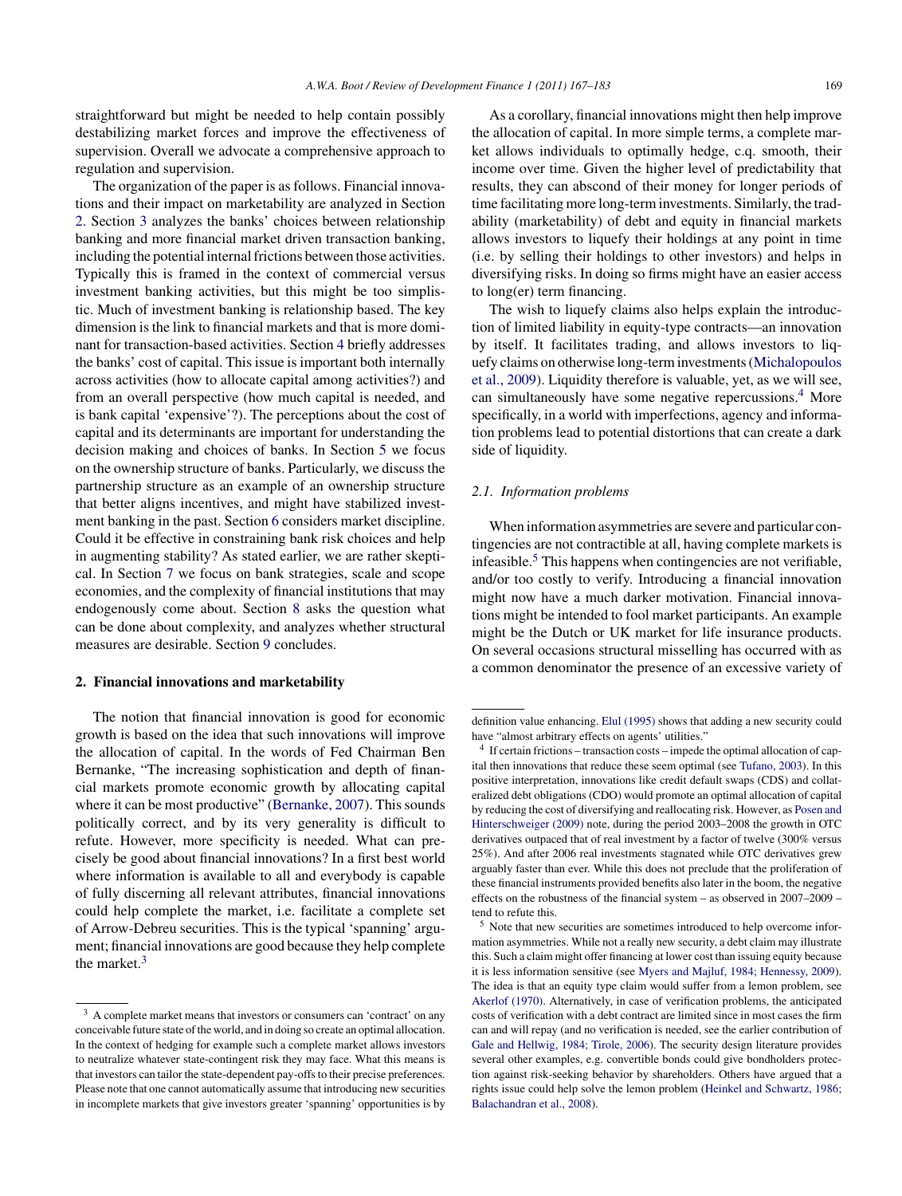straightforward but might be needed to help contain possibly destabilizing market forces and improve the effectiveness of supervision. Overall we advocate a comprehensive approach to regulation and supervision.

The organization of the paper is as follows. Financial innovations and their impact on marketability are analyzed in Section 2. Section 3 analyzes the banks' choices between relationship banking and more financial market driven transaction banking, including the potential internal frictions between those activities. Typically this is framed in the context of commercial versus investment banking activities, but this might be too simplistic. Much of investment banking is relationship based. The key dimension is the link to financial markets and that is more dominant for transaction-based activities. Section 4 briefly addresses the banks' cost of capital. This issue is important both internally across activities (how to allocate capital among activities?) and from an overall perspective (how much capital is needed, and is bank capital 'expensive'?). The perceptions about the cost of capital and its determinants are important for understanding the decision making and choices of banks. In Section 5 we focus on the ownership structure of banks. Particularly, we discuss the partnership structure as an example of an ownership structure that better aligns incentives, and might have stabilized investment banking in the past. Section 6 considers market discipline. Could it be effective in constraining bank risk choices and help in augmenting stability? As stated earlier, we are rather skeptical. In Section 7 we focus on bank strategies, scale and scope economies, and the complexity of financial institutions that may endogenously come about. Section 8 asks the question what can be done about complexity, and analyzes whether structural measures are desirable. Section 9 concludes.

## 2. Financial innovations and marketability

The notion that financial innovation is good for economic growth is based on the idea that such innovations will improve the allocation of capital. In the words of Fed Chairman Ben Bernanke, "The increasing sophistication and depth of financial markets promote economic growth by allocating capital where it can be most productive" (Bernanke, 2007). This sounds politically correct, and by its very generality is difficult to refute. However, more specificity is needed. What can precisely be good about financial innovations? In a first best world where information is available to all and everybody is capable of fully discerning all relevant attributes, financial innovations could help complete the market, i.e. facilitate a complete set of Arrow-Debreu securities. This is the typical 'spanning' argument; financial innovations are good because they help complete the market.[3]

As a corollary, financial innovations might then help improve the allocation of capital. In more simple terms, a complete market allows individuals to optimally hedge, c.q. smooth, their income over time. Given the higher level of predictability that results, they can abscond of their money for longer periods of time facilitating more long-term investments. Similarly, the tradability (marketability) of debt and equity in financial markets allows investors to liquefy their holdings at any point in time (i.e. by selling their holdings to other investors) and helps in diversifying risks. In doing so firms might have an easier access to long(er) term financing.

The wish to liquefy claims also helps explain the introduction of limited liability in equity-type contracts—an innovation by itself. It facilitates trading, and allows investors to liquefy claims on otherwise long-term investments (Michalopoulos et al., 2009). Liquidity therefore is valuable, yet, as we will see, can simultaneously have some negative repercussions.[4] More specifically, in a world with imperfections, agency and information problems lead to potential distortions that can create a dark side of liquidity.

### 2.1. Information problems

When information asymmetries are severe and particular contingencies are not contractible at all, having complete markets is infeasible.[5] This happens when contingencies are not verifiable, and/or too costly to verify. Introducing a financial innovation might now have a much darker motivation. Financial innovations might be intended to fool market participants. An example might be the Dutch or UK market for life insurance products. On several occasions structural misselling has occurred with as a common denominator the presence of an excessive variety of

---

[3] A complete market means that investors or consumers can 'contract' on any conceivable future state of the world, and in doing so create an optimal allocation. In the context of hedging for example such a complete market allows investors to neutralize whatever state-contingent risk they may face. What this means is that investors can tailor the state-dependent pay-offs to their precise preferences. Please note that one cannot automatically assume that introducing new securities in incomplete markets that give investors greater 'spanning' opportunities is by definition value enhancing. Elul (1995) shows that adding a new security could have "almost arbitrary effects on agents' utilities."

[4] If certain frictions – transaction costs – impede the optimal allocation of capital then innovations that reduce these seem optimal (see Tufano, 2003). In this positive interpretation, innovations like credit default swaps (CDS) and collateralized debt obligations (CDO) would promote an optimal allocation of capital by reducing the cost of diversifying and reallocating risk. However, as Posen and Hinterschweiger (2009) note, during the period 2003–2008 the growth in OTC derivatives outpaced that of real investment by a factor of twelve (300% versus 25%). And after 2006 real investments stagnated while OTC derivatives grew arguably faster than ever. While this does not preclude that the proliferation of these financial instruments provided benefits also later in the boom, the negative effects on the robustness of the financial system – as observed in 2007–2009 – tend to refute this.

[5] Note that new securities are sometimes introduced to help overcome information asymmetries. While not a really new security, a debt claim may illustrate this. Such a claim might offer financing at lower cost than issuing equity because it is less information sensitive (see Myers and Majluf, 1984; Hennessy, 2009). The idea is that an equity type claim would suffer from a lemon problem, see Akerlof (1970). Alternatively, in case of verification problems, the anticipated costs of verification with a debt contract are limited since in most cases the firm can and will repay (and no verification is needed, see the earlier contribution of Gale and Hellwig, 1984; Tirole, 2006). The security design literature provides several other examples, e.g. convertible bonds could give bondholders protection against risk-seeking behavior by shareholders. Others have argued that a rights issue could help solve the lemon problem (Heinkel and Schwartz, 1986; Balachandran et al., 2008).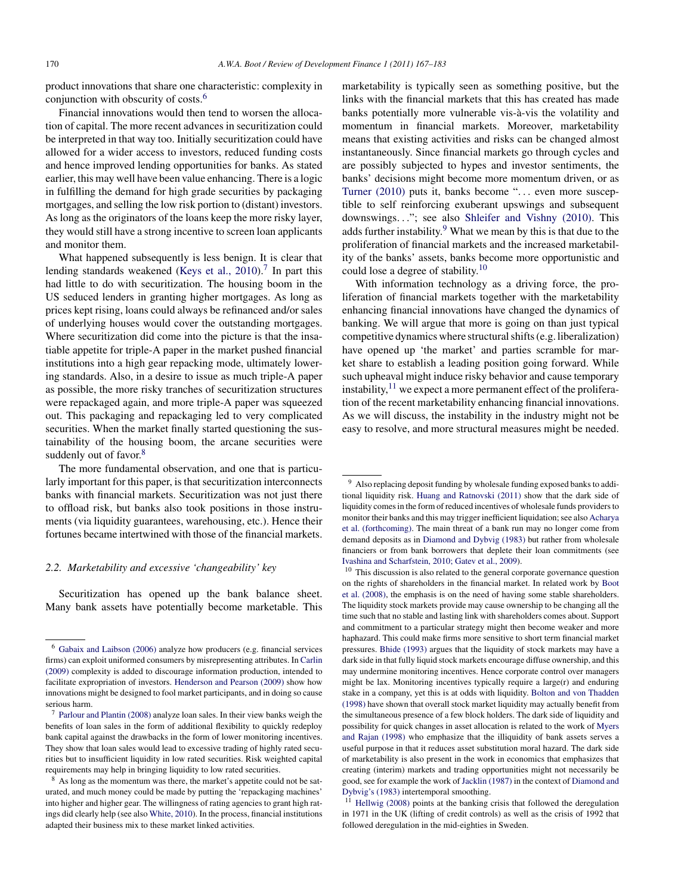product innovations that share one characteristic: complexity in conjunction with obscurity of costs.[6]

Financial innovations would then tend to worsen the allocation of capital. The more recent advances in securitization could be interpreted in that way too. Initially securitization could have allowed for a wider access to investors, reduced funding costs and hence improved lending opportunities for banks. As stated earlier, this may well have been value enhancing. There is a logic in fulfilling the demand for high grade securities by packaging mortgages, and selling the low risk portion to (distant) investors. As long as the originators of the loans keep the more risky layer, they would still have a strong incentive to screen loan applicants and monitor them.

What happened subsequently is less benign. It is clear that lending standards weakened (Keys et al., 2010).[7] In part this had little to do with securitization. The housing boom in the US seduced lenders in granting higher mortgages. As long as prices kept rising, loans could always be refinanced and/or sales of underlying houses would cover the outstanding mortgages. Where securitization did come into the picture is that the insatiable appetite for triple-A paper in the market pushed financial institutions into a high gear repacking mode, ultimately lowering standards. Also, in a desire to issue as much triple-A paper as possible, the more risky tranches of securitization structures were repackaged again, and more triple-A paper was squeezed out. This packaging and repackaging led to very complicated securities. When the market finally started questioning the sustainability of the housing boom, the arcane securities were suddenly out of favor.[8]

The more fundamental observation, and one that is particularly important for this paper, is that securitization interconnects banks with financial markets. Securitization was not just there to offload risk, but banks also took positions in those instruments (via liquidity guarantees, warehousing, etc.). Hence their fortunes became intertwined with those of the financial markets.

### 2.2. Marketability and excessive 'changeability' key

Securitization has opened up the bank balance sheet. Many bank assets have potentially become marketable. This marketability is typically seen as something positive, but the links with the financial markets that this has created has made banks potentially more vulnerable vis-à-vis the volatility and momentum in financial markets. Moreover, marketability means that existing activities and risks can be changed almost instantaneously. Since financial markets go through cycles and are possibly subjected to hypes and investor sentiments, the banks' decisions might become more momentum driven, or as Turner (2010) puts it, banks become "... even more susceptible to self reinforcing exuberant upswings and subsequent downswings..."; see also Shleifer and Vishny (2010). This adds further instability.[9] What we mean by this is that due to the proliferation of financial markets and the increased marketability of the banks' assets, banks become more opportunistic and could lose a degree of stability.[10]

With information technology as a driving force, the proliferation of financial markets together with the marketability enhancing financial innovations have changed the dynamics of banking. We will argue that more is going on than just typical competitive dynamics where structural shifts (e.g. liberalization) have opened up 'the market' and parties scramble for market share to establish a leading position going forward. While such upheaval might induce risky behavior and cause temporary instability,[11] we expect a more permanent effect of the proliferation of the recent marketability enhancing financial innovations. As we will discuss, the instability in the industry might not be easy to resolve, and more structural measures might be needed.

---

[6] Gabaix and Laibson (2006) analyze how producers (e.g. financial services firms) can exploit uniformed consumers by misrepresenting attributes. In Carlin (2009) complexity is added to discourage information production, intended to facilitate expropriation of investors. Henderson and Pearson (2009) show how innovations might be designed to fool market participants, and in doing so cause serious harm.

[7] Parlour and Plantin (2008) analyze loan sales. In their view banks weigh the benefits of loan sales in the form of additional flexibility to quickly redeploy bank capital against the drawbacks in the form of lower monitoring incentives. They show that loan sales would lead to excessive trading of highly rated securities but to insufficient liquidity in low rated securities. Risk weighted capital requirements may help in bringing liquidity to low rated securities.

[8] As long as the momentum was there, the market's appetite could not be saturated, and much money could be made by putting the 'repackaging machines' into higher and higher gear. The willingness of rating agencies to grant high ratings did clearly help (see also White, 2010). In the process, financial institutions adapted their business mix to these market linked activities.

[9] Also replacing deposit funding by wholesale funding exposed banks to additional liquidity risk. Huang and Ratnovski (2011) show that the dark side of liquidity comes in the form of reduced incentives of wholesale funds providers to monitor their banks and this may trigger inefficient liquidation; see also Acharya et al. (forthcoming). The main threat of a bank run may no longer come from demand deposits as in Diamond and Dybvig (1983) but rather from wholesale financiers or from bank borrowers that deplete their loan commitments (see Ivashina and Scharfstein, 2010; Gatev et al., 2009).

[10] This discussion is also related to the general corporate governance question on the rights of shareholders in the financial market. In related work by Boot et al. (2008), the emphasis is on the need of having some stable shareholders. The liquidity stock markets provide may cause ownership to be changing all the time such that no stable and lasting link with shareholders comes about. Support and commitment to a particular strategy might then become weaker and more haphazard. This could make firms more sensitive to short term financial market pressures. Bhide (1993) argues that the liquidity of stock markets may have a dark side in that fully liquid stock markets encourage diffuse ownership, and this may undermine monitoring incentives. Hence corporate control over managers might be lax. Monitoring incentives typically require a large(r) and enduring stake in a company, yet this is at odds with liquidity. Bolton and von Thadden (1998) have shown that overall stock market liquidity may actually benefit from the simultaneous presence of a few block holders. The dark side of liquidity and possibility for quick changes in asset allocation is related to the work of Myers and Rajan (1998) who emphasize that the illiquidity of bank assets serves a useful purpose in that it reduces asset substitution moral hazard. The dark side of marketability is also present in the work in economics that emphasizes that creating (interim) markets and trading opportunities might not necessarily be good, see for example the work of Jacklin (1987) in the context of Diamond and Dybvig's (1983) intertemporal smoothing.

[11] Hellwig (2008) points at the banking crisis that followed the deregulation in 1971 in the UK (lifting of credit controls) as well as the crisis of 1992 that followed deregulation in the mid-eighties in Sweden.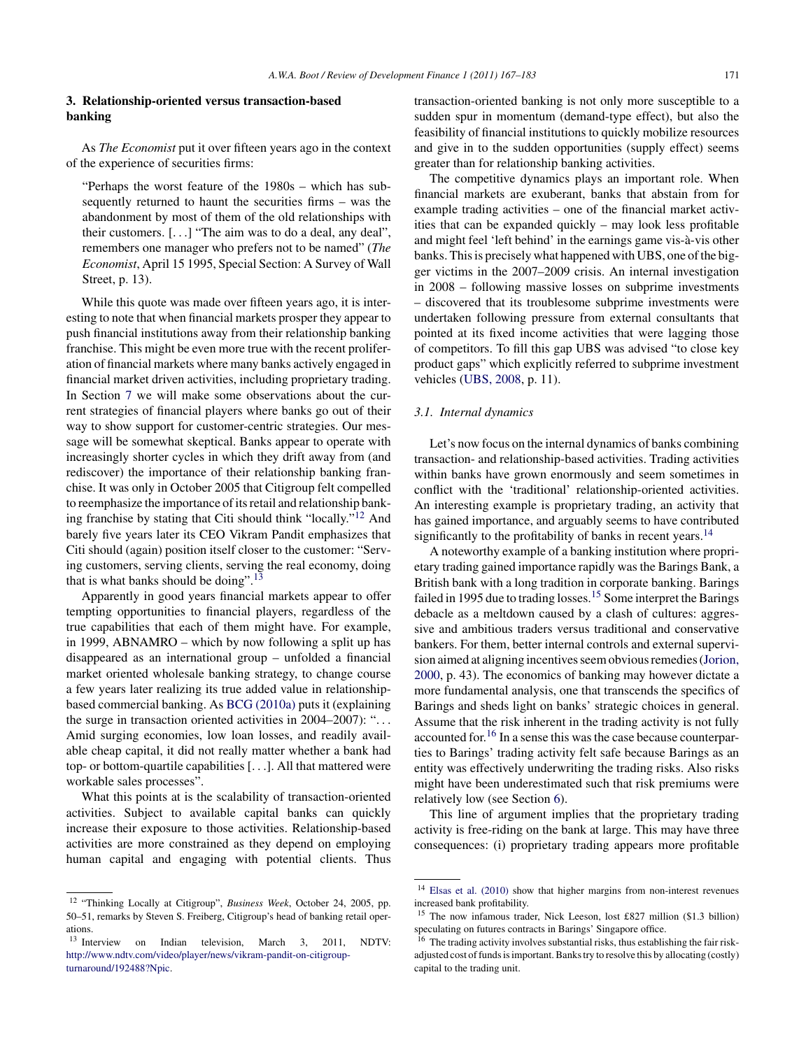## 3. Relationship-oriented versus transaction-based banking

As *The Economist* put it over fifteen years ago in the context of the experience of securities firms:

> "Perhaps the worst feature of the 1980s – which has subsequently returned to haunt the securities firms – was the abandonment by most of them of the old relationships with their customers. [. . .] "The aim was to do a deal, any deal", remembers one manager who prefers not to be named" (*The Economist*, April 15 1995, Special Section: A Survey of Wall Street, p. 13).

While this quote was made over fifteen years ago, it is interesting to note that when financial markets prosper they appear to push financial institutions away from their relationship banking franchise. This might be even more true with the recent proliferation of financial markets where many banks actively engaged in financial market driven activities, including proprietary trading. In Section 7 we will make some observations about the current strategies of financial players where banks go out of their way to show support for customer-centric strategies. Our message will be somewhat skeptical. Banks appear to operate with increasingly shorter cycles in which they drift away from (and rediscover) the importance of their relationship banking franchise. It was only in October 2005 that Citigroup felt compelled to reemphasize the importance of its retail and relationship banking franchise by stating that Citi should think "locally."[12] And barely five years later its CEO Vikram Pandit emphasizes that Citi should (again) position itself closer to the customer: "Serving customers, serving clients, serving the real economy, doing that is what banks should be doing".[13]

Apparently in good years financial markets appear to offer tempting opportunities to financial players, regardless of the true capabilities that each of them might have. For example, in 1999, ABNAMRO – which by now following a split up has disappeared as an international group – unfolded a financial market oriented wholesale banking strategy, to change course a few years later realizing its true added value in relationship-based commercial banking. As BCG (2010a) puts it (explaining the surge in transaction oriented activities in 2004–2007): ". . . Amid surging economies, low loan losses, and readily available cheap capital, it did not really matter whether a bank had top- or bottom-quartile capabilities [. . .]. All that mattered were workable sales processes".

What this points at is the scalability of transaction-oriented activities. Subject to available capital banks can quickly increase their exposure to those activities. Relationship-based activities are more constrained as they depend on employing human capital and engaging with potential clients. Thus transaction-oriented banking is not only more susceptible to a sudden spur in momentum (demand-type effect), but also the feasibility of financial institutions to quickly mobilize resources and give in to the sudden opportunities (supply effect) seems greater than for relationship banking activities.

The competitive dynamics plays an important role. When financial markets are exuberant, banks that abstain from for example trading activities – one of the financial market activities that can be expanded quickly – may look less profitable and might feel 'left behind' in the earnings game vis-à-vis other banks. This is precisely what happened with UBS, one of the bigger victims in the 2007–2009 crisis. An internal investigation in 2008 – following massive losses on subprime investments – discovered that its troublesome subprime investments were undertaken following pressure from external consultants that pointed at its fixed income activities that were lagging those of competitors. To fill this gap UBS was advised "to close key product gaps" which explicitly referred to subprime investment vehicles (UBS, 2008, p. 11).

### 3.1. Internal dynamics

Let's now focus on the internal dynamics of banks combining transaction- and relationship-based activities. Trading activities within banks have grown enormously and seem sometimes in conflict with the 'traditional' relationship-oriented activities. An interesting example is proprietary trading, an activity that has gained importance, and arguably seems to have contributed significantly to the profitability of banks in recent years.[14]

A noteworthy example of a banking institution where proprietary trading gained importance rapidly was the Barings Bank, a British bank with a long tradition in corporate banking. Barings failed in 1995 due to trading losses.[15] Some interpret the Barings debacle as a meltdown caused by a clash of cultures: aggressive and ambitious traders versus traditional and conservative bankers. For them, better internal controls and external supervision aimed at aligning incentives seem obvious remedies (Jorion, 2000, p. 43). The economics of banking may however dictate a more fundamental analysis, one that transcends the specifics of Barings and sheds light on banks' strategic choices in general. Assume that the risk inherent in the trading activity is not fully accounted for.[16] In a sense this was the case because counterparties to Barings' trading activity felt safe because Barings as an entity was effectively underwriting the trading risks. Also risks might have been underestimated such that risk premiums were relatively low (see Section 6).

This line of argument implies that the proprietary trading activity is free-riding on the bank at large. This may have three consequences: (i) proprietary trading appears more profitable

---

[12] "Thinking Locally at Citigroup", *Business Week*, October 24, 2005, pp. 50–51, remarks by Steven S. Freiberg, Citigroup's head of banking retail operations.

[13] Interview on Indian television, March 3, 2011, NDTV: http://www.ndtv.com/video/player/news/vikram-pandit-on-citigroup-turnaround/192488?Npic.

[14] Elsas et al. (2010) show that higher margins from non-interest revenues increased bank profitability.

[15] The now infamous trader, Nick Leeson, lost £827 million ($1.3 billion) speculating on futures contracts in Barings' Singapore office.

[16] The trading activity involves substantial risks, thus establishing the fair risk-adjusted cost of funds is important. Banks try to resolve this by allocating (costly) capital to the trading unit.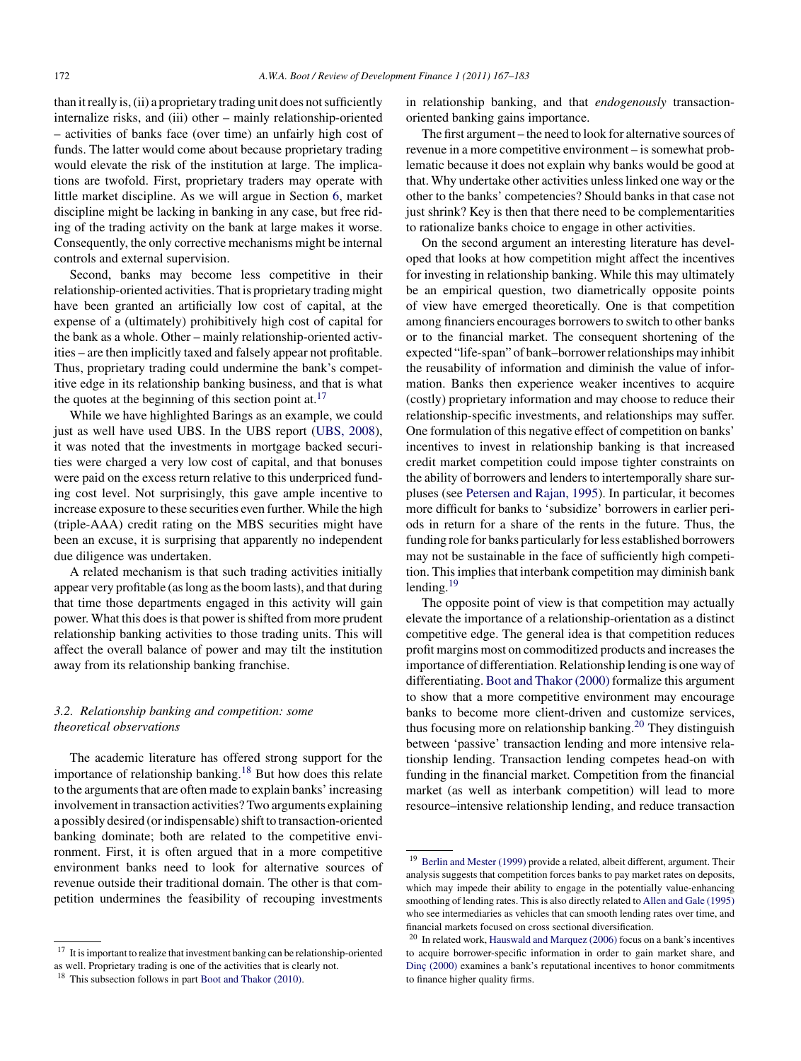than it really is, (ii) a proprietary trading unit does not sufficiently internalize risks, and (iii) other – mainly relationship-oriented – activities of banks face (over time) an unfairly high cost of funds. The latter would come about because proprietary trading would elevate the risk of the institution at large. The implications are twofold. First, proprietary traders may operate with little market discipline. As we will argue in Section 6, market discipline might be lacking in banking in any case, but free riding of the trading activity on the bank at large makes it worse. Consequently, the only corrective mechanisms might be internal controls and external supervision.

Second, banks may become less competitive in their relationship-oriented activities. That is proprietary trading might have been granted an artificially low cost of capital, at the expense of a (ultimately) prohibitively high cost of capital for the bank as a whole. Other – mainly relationship-oriented activities – are then implicitly taxed and falsely appear not profitable. Thus, proprietary trading could undermine the bank's competitive edge in its relationship banking business, and that is what the quotes at the beginning of this section point at.[17]

While we have highlighted Barings as an example, we could just as well have used UBS. In the UBS report (UBS, 2008), it was noted that the investments in mortgage backed securities were charged a very low cost of capital, and that bonuses were paid on the excess return relative to this underpriced funding cost level. Not surprisingly, this gave ample incentive to increase exposure to these securities even further. While the high (triple-AAA) credit rating on the MBS securities might have been an excuse, it is surprising that apparently no independent due diligence was undertaken.

A related mechanism is that such trading activities initially appear very profitable (as long as the boom lasts), and that during that time those departments engaged in this activity will gain power. What this does is that power is shifted from more prudent relationship banking activities to those trading units. This will affect the overall balance of power and may tilt the institution away from its relationship banking franchise.

### *3.2. Relationship banking and competition: some theoretical observations*

The academic literature has offered strong support for the importance of relationship banking.[18] But how does this relate to the arguments that are often made to explain banks' increasing involvement in transaction activities? Two arguments explaining a possibly desired (or indispensable) shift to transaction-oriented banking dominate; both are related to the competitive environment. First, it is often argued that in a more competitive environment banks need to look for alternative sources of revenue outside their traditional domain. The other is that competition undermines the feasibility of recouping investments in relationship banking, and that *endogenously* transaction-oriented banking gains importance.

The first argument – the need to look for alternative sources of revenue in a more competitive environment – is somewhat problematic because it does not explain why banks would be good at that. Why undertake other activities unless linked one way or the other to the banks' competencies? Should banks in that case not just shrink? Key is then that there need to be complementarities to rationalize banks choice to engage in other activities.

On the second argument an interesting literature has developed that looks at how competition might affect the incentives for investing in relationship banking. While this may ultimately be an empirical question, two diametrically opposite points of view have emerged theoretically. One is that competition among financiers encourages borrowers to switch to other banks or to the financial market. The consequent shortening of the expected "life-span" of bank–borrower relationships may inhibit the reusability of information and diminish the value of information. Banks then experience weaker incentives to acquire (costly) proprietary information and may choose to reduce their relationship-specific investments, and relationships may suffer. One formulation of this negative effect of competition on banks' incentives to invest in relationship banking is that increased credit market competition could impose tighter constraints on the ability of borrowers and lenders to intertemporally share surpluses (see Petersen and Rajan, 1995). In particular, it becomes more difficult for banks to 'subsidize' borrowers in earlier periods in return for a share of the rents in the future. Thus, the funding role for banks particularly for less established borrowers may not be sustainable in the face of sufficiently high competition. This implies that interbank competition may diminish bank lending.[19]

The opposite point of view is that competition may actually elevate the importance of a relationship-orientation as a distinct competitive edge. The general idea is that competition reduces profit margins most on commoditized products and increases the importance of differentiation. Relationship lending is one way of differentiating. Boot and Thakor (2000) formalize this argument to show that a more competitive environment may encourage banks to become more client-driven and customize services, thus focusing more on relationship banking.[20] They distinguish between 'passive' transaction lending and more intensive relationship lending. Transaction lending competes head-on with funding in the financial market. Competition from the financial market (as well as interbank competition) will lead to more resource–intensive relationship lending, and reduce transaction

---

[17] It is important to realize that investment banking can be relationship-oriented as well. Proprietary trading is one of the activities that is clearly not.

[18] This subsection follows in part Boot and Thakor (2010).

[19] Berlin and Mester (1999) provide a related, albeit different, argument. Their analysis suggests that competition forces banks to pay market rates on deposits, which may impede their ability to engage in the potentially value-enhancing smoothing of lending rates. This is also directly related to Allen and Gale (1995) who see intermediaries as vehicles that can smooth lending rates over time, and financial markets focused on cross sectional diversification.

[20] In related work, Hauswald and Marquez (2006) focus on a bank's incentives to acquire borrower-specific information in order to gain market share, and Dinç (2000) examines a bank's reputational incentives to honor commitments to finance higher quality firms.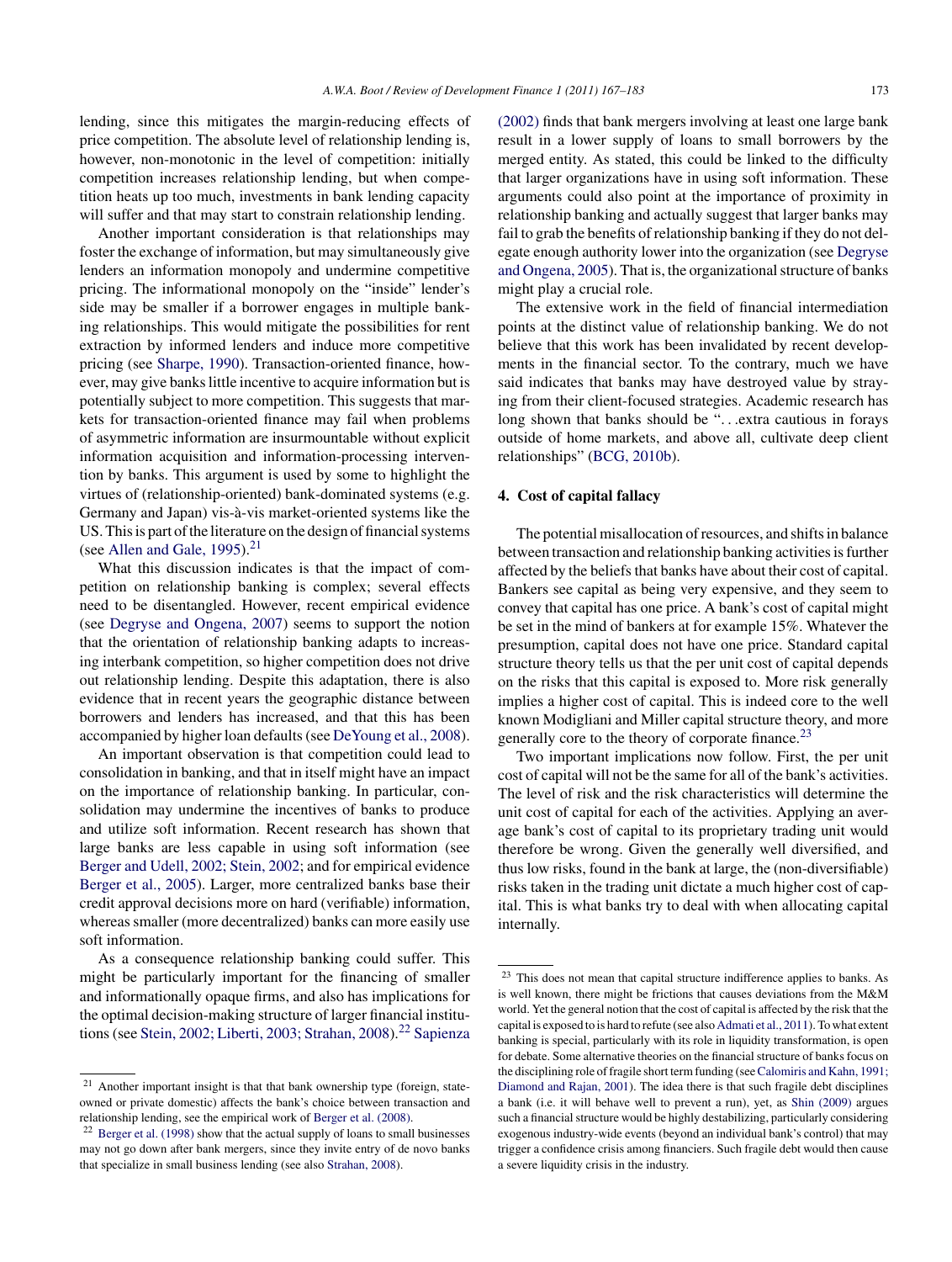lending, since this mitigates the margin-reducing effects of price competition. The absolute level of relationship lending is, however, non-monotonic in the level of competition: initially competition increases relationship lending, but when competition heats up too much, investments in bank lending capacity will suffer and that may start to constrain relationship lending.

Another important consideration is that relationships may foster the exchange of information, but may simultaneously give lenders an information monopoly and undermine competitive pricing. The informational monopoly on the "inside" lender's side may be smaller if a borrower engages in multiple banking relationships. This would mitigate the possibilities for rent extraction by informed lenders and induce more competitive pricing (see Sharpe, 1990). Transaction-oriented finance, however, may give banks little incentive to acquire information but is potentially subject to more competition. This suggests that markets for transaction-oriented finance may fail when problems of asymmetric information are insurmountable without explicit information acquisition and information-processing intervention by banks. This argument is used by some to highlight the virtues of (relationship-oriented) bank-dominated systems (e.g. Germany and Japan) vis-à-vis market-oriented systems like the US. This is part of the literature on the design of financial systems (see Allen and Gale, 1995).[21]

What this discussion indicates is that the impact of competition on relationship banking is complex; several effects need to be disentangled. However, recent empirical evidence (see Degryse and Ongena, 2007) seems to support the notion that the orientation of relationship banking adapts to increasing interbank competition, so higher competition does not drive out relationship lending. Despite this adaptation, there is also evidence that in recent years the geographic distance between borrowers and lenders has increased, and that this has been accompanied by higher loan defaults (see DeYoung et al., 2008).

An important observation is that competition could lead to consolidation in banking, and that in itself might have an impact on the importance of relationship banking. In particular, consolidation may undermine the incentives of banks to produce and utilize soft information. Recent research has shown that large banks are less capable in using soft information (see Berger and Udell, 2002; Stein, 2002; and for empirical evidence Berger et al., 2005). Larger, more centralized banks base their credit approval decisions more on hard (verifiable) information, whereas smaller (more decentralized) banks can more easily use soft information.

As a consequence relationship banking could suffer. This might be particularly important for the financing of smaller and informationally opaque firms, and also has implications for the optimal decision-making structure of larger financial institutions (see Stein, 2002; Liberti, 2003; Strahan, 2008).[22] Sapienza (2002) finds that bank mergers involving at least one large bank result in a lower supply of loans to small borrowers by the merged entity. As stated, this could be linked to the difficulty that larger organizations have in using soft information. These arguments could also point at the importance of proximity in relationship banking and actually suggest that larger banks may fail to grab the benefits of relationship banking if they do not delegate enough authority lower into the organization (see Degryse and Ongena, 2005). That is, the organizational structure of banks might play a crucial role.

The extensive work in the field of financial intermediation points at the distinct value of relationship banking. We do not believe that this work has been invalidated by recent developments in the financial sector. To the contrary, much we have said indicates that banks may have destroyed value by straying from their client-focused strategies. Academic research has long shown that banks should be "...extra cautious in forays outside of home markets, and above all, cultivate deep client relationships" (BCG, 2010b).

## 4. Cost of capital fallacy

The potential misallocation of resources, and shifts in balance between transaction and relationship banking activities is further affected by the beliefs that banks have about their cost of capital. Bankers see capital as being very expensive, and they seem to convey that capital has one price. A bank's cost of capital might be set in the mind of bankers at for example 15%. Whatever the presumption, capital does not have one price. Standard capital structure theory tells us that the per unit cost of capital depends on the risks that this capital is exposed to. More risk generally implies a higher cost of capital. This is indeed core to the well known Modigliani and Miller capital structure theory, and more generally core to the theory of corporate finance.[23]

Two important implications now follow. First, the per unit cost of capital will not be the same for all of the bank's activities. The level of risk and the risk characteristics will determine the unit cost of capital for each of the activities. Applying an average bank's cost of capital to its proprietary trading unit would therefore be wrong. Given the generally well diversified, and thus low risks, found in the bank at large, the (non-diversifiable) risks taken in the trading unit dictate a much higher cost of capital. This is what banks try to deal with when allocating capital internally.

---

[21] Another important insight is that that bank ownership type (foreign, state-owned or private domestic) affects the bank's choice between transaction and relationship lending, see the empirical work of Berger et al. (2008).

[22] Berger et al. (1998) show that the actual supply of loans to small businesses may not go down after bank mergers, since they invite entry of de novo banks that specialize in small business lending (see also Strahan, 2008).

[23] This does not mean that capital structure indifference applies to banks. As is well known, there might be frictions that causes deviations from the M&M world. Yet the general notion that the cost of capital is affected by the risk that the capital is exposed to is hard to refute (see also Admati et al., 2011). To what extent banking is special, particularly with its role in liquidity transformation, is open for debate. Some alternative theories on the financial structure of banks focus on the disciplining role of fragile short term funding (see Calomiris and Kahn, 1991; Diamond and Rajan, 2001). The idea there is that such fragile debt disciplines a bank (i.e. it will behave well to prevent a run), yet, as Shin (2009) argues such a financial structure would be highly destabilizing, particularly considering exogenous industry-wide events (beyond an individual bank's control) that may trigger a confidence crisis among financiers. Such fragile debt would then cause a severe liquidity crisis in the industry.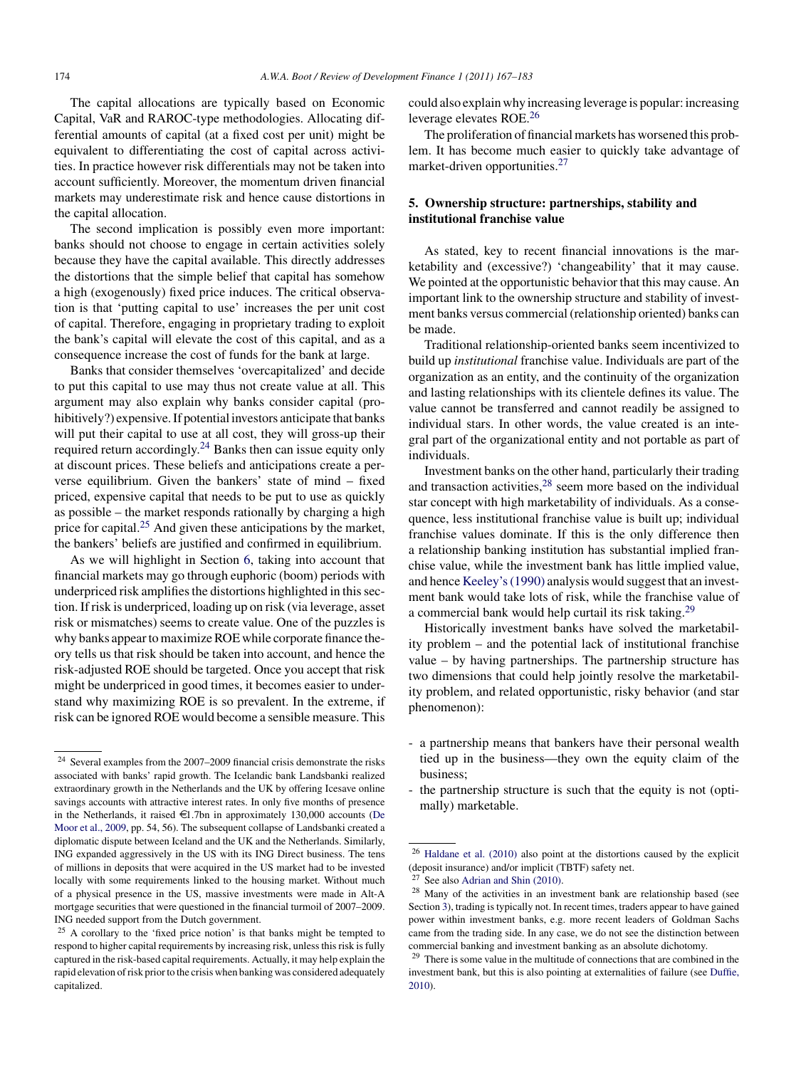The capital allocations are typically based on Economic Capital, VaR and RAROC-type methodologies. Allocating differential amounts of capital (at a fixed cost per unit) might be equivalent to differentiating the cost of capital across activities. In practice however risk differentials may not be taken into account sufficiently. Moreover, the momentum driven financial markets may underestimate risk and hence cause distortions in the capital allocation.

The second implication is possibly even more important: banks should not choose to engage in certain activities solely because they have the capital available. This directly addresses the distortions that the simple belief that capital has somehow a high (exogenously) fixed price induces. The critical observation is that 'putting capital to use' increases the per unit cost of capital. Therefore, engaging in proprietary trading to exploit the bank's capital will elevate the cost of this capital, and as a consequence increase the cost of funds for the bank at large.

Banks that consider themselves 'overcapitalized' and decide to put this capital to use may thus not create value at all. This argument may also explain why banks consider capital (prohibitively?) expensive. If potential investors anticipate that banks will put their capital to use at all cost, they will gross-up their required return accordingly.[24] Banks then can issue equity only at discount prices. These beliefs and anticipations create a perverse equilibrium. Given the bankers' state of mind – fixed priced, expensive capital that needs to be put to use as quickly as possible – the market responds rationally by charging a high price for capital.[25] And given these anticipations by the market, the bankers' beliefs are justified and confirmed in equilibrium.

As we will highlight in Section 6, taking into account that financial markets may go through euphoric (boom) periods with underpriced risk amplifies the distortions highlighted in this section. If risk is underpriced, loading up on risk (via leverage, asset risk or mismatches) seems to create value. One of the puzzles is why banks appear to maximize ROE while corporate finance theory tells us that risk should be taken into account, and hence the risk-adjusted ROE should be targeted. Once you accept that risk might be underpriced in good times, it becomes easier to understand why maximizing ROE is so prevalent. In the extreme, if risk can be ignored ROE would become a sensible measure. This could also explain why increasing leverage is popular: increasing leverage elevates ROE.[26]

The proliferation of financial markets has worsened this problem. It has become much easier to quickly take advantage of market-driven opportunities.[27]

## 5. Ownership structure: partnerships, stability and institutional franchise value

As stated, key to recent financial innovations is the marketability and (excessive?) 'changeability' that it may cause. We pointed at the opportunistic behavior that this may cause. An important link to the ownership structure and stability of investment banks versus commercial (relationship oriented) banks can be made.

Traditional relationship-oriented banks seem incentivized to build up *institutional* franchise value. Individuals are part of the organization as an entity, and the continuity of the organization and lasting relationships with its clientele defines its value. The value cannot be transferred and cannot readily be assigned to individual stars. In other words, the value created is an integral part of the organizational entity and not portable as part of individuals.

Investment banks on the other hand, particularly their trading and transaction activities,[28] seem more based on the individual star concept with high marketability of individuals. As a consequence, less institutional franchise value is built up; individual franchise values dominate. If this is the only difference then a relationship banking institution has substantial implied franchise value, while the investment bank has little implied value, and hence Keeley's (1990) analysis would suggest that an investment bank would take lots of risk, while the franchise value of a commercial bank would help curtail its risk taking.[29]

Historically investment banks have solved the marketability problem – and the potential lack of institutional franchise value – by having partnerships. The partnership structure has two dimensions that could help jointly resolve the marketability problem, and related opportunistic, risky behavior (and star phenomenon):

- a partnership means that bankers have their personal wealth tied up in the business—they own the equity claim of the business;
- the partnership structure is such that the equity is not (optimally) marketable.

---

[24] Several examples from the 2007–2009 financial crisis demonstrate the risks associated with banks' rapid growth. The Icelandic bank Landsbanki realized extraordinary growth in the Netherlands and the UK by offering Icesave online savings accounts with attractive interest rates. In only five months of presence in the Netherlands, it raised €1.7bn in approximately 130,000 accounts (De Moor et al., 2009, pp. 54, 56). The subsequent collapse of Landsbanki created a diplomatic dispute between Iceland and the UK and the Netherlands. Similarly, ING expanded aggressively in the US with its ING Direct business. The tens of millions in deposits that were acquired in the US market had to be invested locally with some requirements linked to the housing market. Without much of a physical presence in the US, massive investments were made in Alt-A mortgage securities that were questioned in the financial turmoil of 2007–2009. ING needed support from the Dutch government.

[25] A corollary to the 'fixed price notion' is that banks might be tempted to respond to higher capital requirements by increasing risk, unless this risk is fully captured in the risk-based capital requirements. Actually, it may help explain the rapid elevation of risk prior to the crisis when banking was considered adequately capitalized.

[26] Haldane et al. (2010) also point at the distortions caused by the explicit (deposit insurance) and/or implicit (TBTF) safety net.

[27] See also Adrian and Shin (2010).

[28] Many of the activities in an investment bank are relationship based (see Section 3), trading is typically not. In recent times, traders appear to have gained power within investment banks, e.g. more recent leaders of Goldman Sachs came from the trading side. In any case, we do not see the distinction between commercial banking and investment banking as an absolute dichotomy.

[29] There is some value in the multitude of connections that are combined in the investment bank, but this is also pointing at externalities of failure (see Duffie, 2010).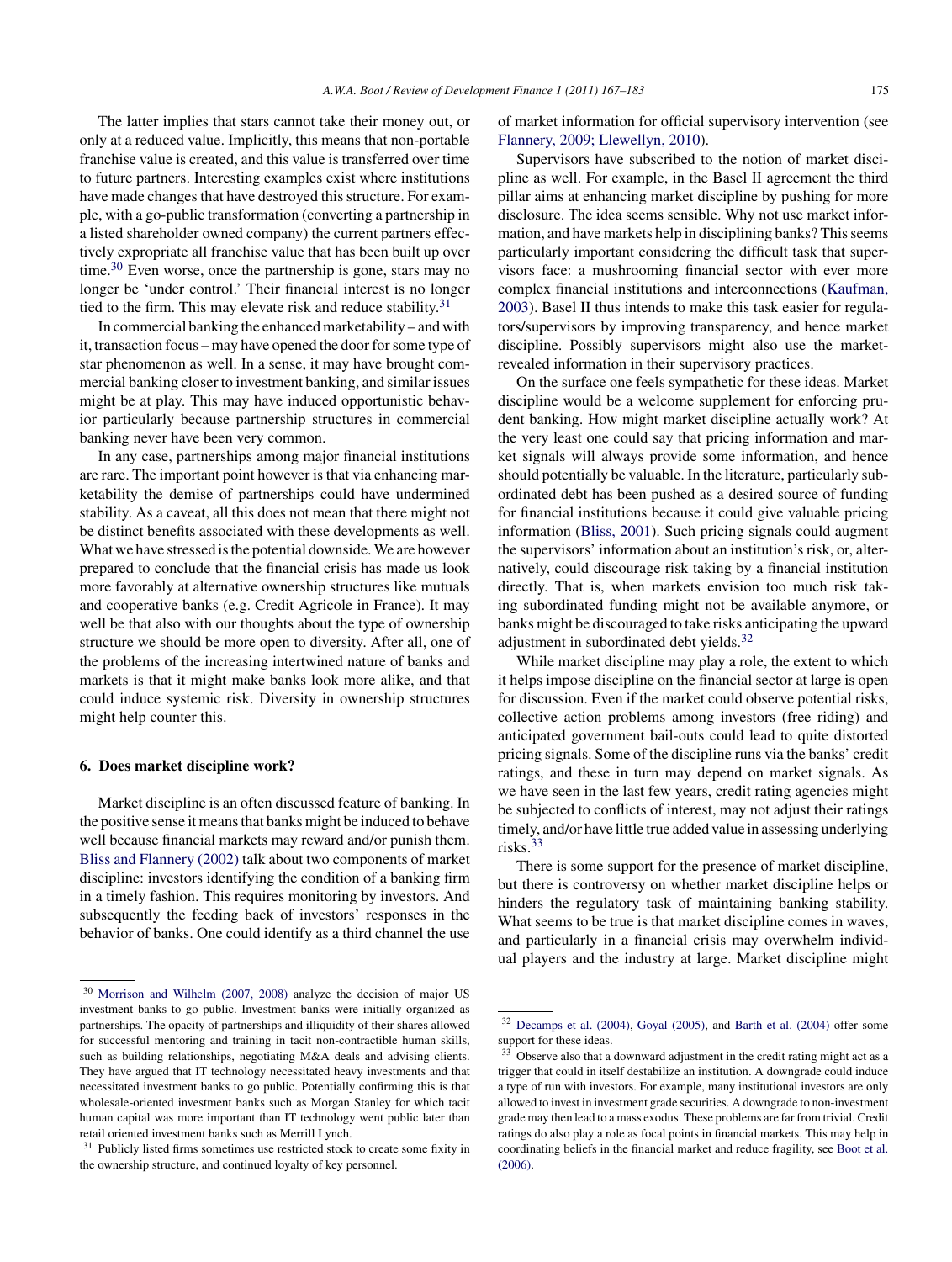The latter implies that stars cannot take their money out, or only at a reduced value. Implicitly, this means that non-portable franchise value is created, and this value is transferred over time to future partners. Interesting examples exist where institutions have made changes that have destroyed this structure. For example, with a go-public transformation (converting a partnership in a listed shareholder owned company) the current partners effectively expropriate all franchise value that has been built up over time.[30] Even worse, once the partnership is gone, stars may no longer be 'under control.' Their financial interest is no longer tied to the firm. This may elevate risk and reduce stability.[31]

In commercial banking the enhanced marketability – and with it, transaction focus – may have opened the door for some type of star phenomenon as well. In a sense, it may have brought commercial banking closer to investment banking, and similar issues might be at play. This may have induced opportunistic behavior particularly because partnership structures in commercial banking never have been very common.

In any case, partnerships among major financial institutions are rare. The important point however is that via enhancing marketability the demise of partnerships could have undermined stability. As a caveat, all this does not mean that there might not be distinct benefits associated with these developments as well. What we have stressed is the potential downside. We are however prepared to conclude that the financial crisis has made us look more favorably at alternative ownership structures like mutuals and cooperative banks (e.g. Credit Agricole in France). It may well be that also with our thoughts about the type of ownership structure we should be more open to diversity. After all, one of the problems of the increasing intertwined nature of banks and markets is that it might make banks look more alike, and that could induce systemic risk. Diversity in ownership structures might help counter this.

## 6. Does market discipline work?

Market discipline is an often discussed feature of banking. In the positive sense it means that banks might be induced to behave well because financial markets may reward and/or punish them. Bliss and Flannery (2002) talk about two components of market discipline: investors identifying the condition of a banking firm in a timely fashion. This requires monitoring by investors. And subsequently the feeding back of investors' responses in the behavior of banks. One could identify as a third channel the use of market information for official supervisory intervention (see Flannery, 2009; Llewellyn, 2010).

Supervisors have subscribed to the notion of market discipline as well. For example, in the Basel II agreement the third pillar aims at enhancing market discipline by pushing for more disclosure. The idea seems sensible. Why not use market information, and have markets help in disciplining banks? This seems particularly important considering the difficult task that supervisors face: a mushrooming financial sector with ever more complex financial institutions and interconnections (Kaufman, 2003). Basel II thus intends to make this task easier for regulators/supervisors by improving transparency, and hence market discipline. Possibly supervisors might also use the market-revealed information in their supervisory practices.

On the surface one feels sympathetic for these ideas. Market discipline would be a welcome supplement for enforcing prudent banking. How might market discipline actually work? At the very least one could say that pricing information and market signals will always provide some information, and hence should potentially be valuable. In the literature, particularly subordinated debt has been pushed as a desired source of funding for financial institutions because it could give valuable pricing information (Bliss, 2001). Such pricing signals could augment the supervisors' information about an institution's risk, or, alternatively, could discourage risk taking by a financial institution directly. That is, when markets envision too much risk taking subordinated funding might not be available anymore, or banks might be discouraged to take risks anticipating the upward adjustment in subordinated debt yields.[32]

While market discipline may play a role, the extent to which it helps impose discipline on the financial sector at large is open for discussion. Even if the market could observe potential risks, collective action problems among investors (free riding) and anticipated government bail-outs could lead to quite distorted pricing signals. Some of the discipline runs via the banks' credit ratings, and these in turn may depend on market signals. As we have seen in the last few years, credit rating agencies might be subjected to conflicts of interest, may not adjust their ratings timely, and/or have little true added value in assessing underlying risks.[33]

There is some support for the presence of market discipline, but there is controversy on whether market discipline helps or hinders the regulatory task of maintaining banking stability. What seems to be true is that market discipline comes in waves, and particularly in a financial crisis may overwhelm individual players and the industry at large. Market discipline might

---

[30] Morrison and Wilhelm (2007, 2008) analyze the decision of major US investment banks to go public. Investment banks were initially organized as partnerships. The opacity of partnerships and illiquidity of their shares allowed for successful mentoring and training in tacit non-contractible human skills, such as building relationships, negotiating M&A deals and advising clients. They have argued that IT technology necessitated heavy investments and that necessitated investment banks to go public. Potentially confirming this is that wholesale-oriented investment banks such as Morgan Stanley for which tacit human capital was more important than IT technology went public later than retail oriented investment banks such as Merrill Lynch.

[31] Publicly listed firms sometimes use restricted stock to create some fixity in the ownership structure, and continued loyalty of key personnel.

[32] Decamps et al. (2004), Goyal (2005), and Barth et al. (2004) offer some support for these ideas.

[33] Observe also that a downward adjustment in the credit rating might act as a trigger that could in itself destabilize an institution. A downgrade could induce a type of run with investors. For example, many institutional investors are only allowed to invest in investment grade securities. A downgrade to non-investment grade may then lead to a mass exodus. These problems are far from trivial. Credit ratings do also play a role as focal points in financial markets. This may help in coordinating beliefs in the financial market and reduce fragility, see Boot et al. (2006).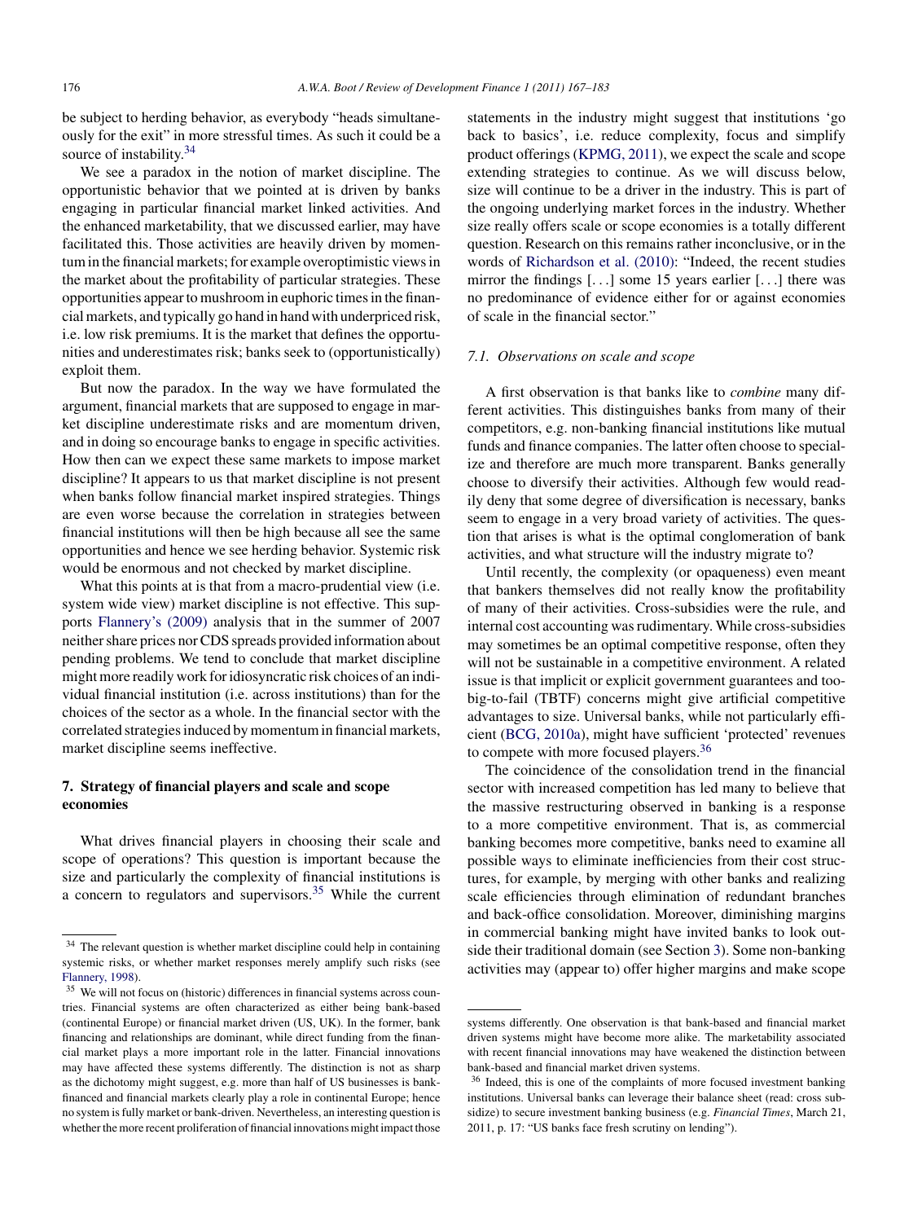be subject to herding behavior, as everybody "heads simultaneously for the exit" in more stressful times. As such it could be a source of instability.[34]

We see a paradox in the notion of market discipline. The opportunistic behavior that we pointed at is driven by banks engaging in particular financial market linked activities. And the enhanced marketability, that we discussed earlier, may have facilitated this. Those activities are heavily driven by momentum in the financial markets; for example overoptimistic views in the market about the profitability of particular strategies. These opportunities appear to mushroom in euphoric times in the financial markets, and typically go hand in hand with underpriced risk, i.e. low risk premiums. It is the market that defines the opportunities and underestimates risk; banks seek to (opportunistically) exploit them.

But now the paradox. In the way we have formulated the argument, financial markets that are supposed to engage in market discipline underestimate risks and are momentum driven, and in doing so encourage banks to engage in specific activities. How then can we expect these same markets to impose market discipline? It appears to us that market discipline is not present when banks follow financial market inspired strategies. Things are even worse because the correlation in strategies between financial institutions will then be high because all see the same opportunities and hence we see herding behavior. Systemic risk would be enormous and not checked by market discipline.

What this points at is that from a macro-prudential view (i.e. system wide view) market discipline is not effective. This supports Flannery's (2009) analysis that in the summer of 2007 neither share prices nor CDS spreads provided information about pending problems. We tend to conclude that market discipline might more readily work for idiosyncratic risk choices of an individual financial institution (i.e. across institutions) than for the choices of the sector as a whole. In the financial sector with the correlated strategies induced by momentum in financial markets, market discipline seems ineffective.

## 7. Strategy of financial players and scale and scope economies

What drives financial players in choosing their scale and scope of operations? This question is important because the size and particularly the complexity of financial institutions is a concern to regulators and supervisors.[35] While the current statements in the industry might suggest that institutions 'go back to basics', i.e. reduce complexity, focus and simplify product offerings (KPMG, 2011), we expect the scale and scope extending strategies to continue. As we will discuss below, size will continue to be a driver in the industry. This is part of the ongoing underlying market forces in the industry. Whether size really offers scale or scope economies is a totally different question. Research on this remains rather inconclusive, or in the words of Richardson et al. (2010): "Indeed, the recent studies mirror the findings [...] some 15 years earlier [...] there was no predominance of evidence either for or against economies of scale in the financial sector."

### 7.1. Observations on scale and scope

A first observation is that banks like to *combine* many different activities. This distinguishes banks from many of their competitors, e.g. non-banking financial institutions like mutual funds and finance companies. The latter often choose to specialize and therefore are much more transparent. Banks generally choose to diversify their activities. Although few would readily deny that some degree of diversification is necessary, banks seem to engage in a very broad variety of activities. The question that arises is what is the optimal conglomeration of bank activities, and what structure will the industry migrate to?

Until recently, the complexity (or opaqueness) even meant that bankers themselves did not really know the profitability of many of their activities. Cross-subsidies were the rule, and internal cost accounting was rudimentary. While cross-subsidies may sometimes be an optimal competitive response, often they will not be sustainable in a competitive environment. A related issue is that implicit or explicit government guarantees and too-big-to-fail (TBTF) concerns might give artificial competitive advantages to size. Universal banks, while not particularly efficient (BCG, 2010a), might have sufficient 'protected' revenues to compete with more focused players.[36]

The coincidence of the consolidation trend in the financial sector with increased competition has led many to believe that the massive restructuring observed in banking is a response to a more competitive environment. That is, as commercial banking becomes more competitive, banks need to examine all possible ways to eliminate inefficiencies from their cost structures, for example, by merging with other banks and realizing scale efficiencies through elimination of redundant branches and back-office consolidation. Moreover, diminishing margins in commercial banking might have invited banks to look outside their traditional domain (see Section 3). Some non-banking activities may (appear to) offer higher margins and make scope

---

[34] The relevant question is whether market discipline could help in containing systemic risks, or whether market responses merely amplify such risks (see Flannery, 1998).

[35] We will not focus on (historic) differences in financial systems across countries. Financial systems are often characterized as either being bank-based (continental Europe) or financial market driven (US, UK). In the former, bank financing and relationships are dominant, while direct funding from the financial market plays a more important role in the latter. Financial innovations may have affected these systems differently. The distinction is not as sharp as the dichotomy might suggest, e.g. more than half of US businesses is bank-financed and financial markets clearly play a role in continental Europe; hence no system is fully market or bank-driven. Nevertheless, an interesting question is whether the more recent proliferation of financial innovations might impact those systems differently. One observation is that bank-based and financial market driven systems might have become more alike. The marketability associated with recent financial innovations may have weakened the distinction between bank-based and financial market driven systems.

[36] Indeed, this is one of the complaints of more focused investment banking institutions. Universal banks can leverage their balance sheet (read: cross subsidize) to secure investment banking business (e.g. *Financial Times*, March 21, 2011, p. 17: "US banks face fresh scrutiny on lending").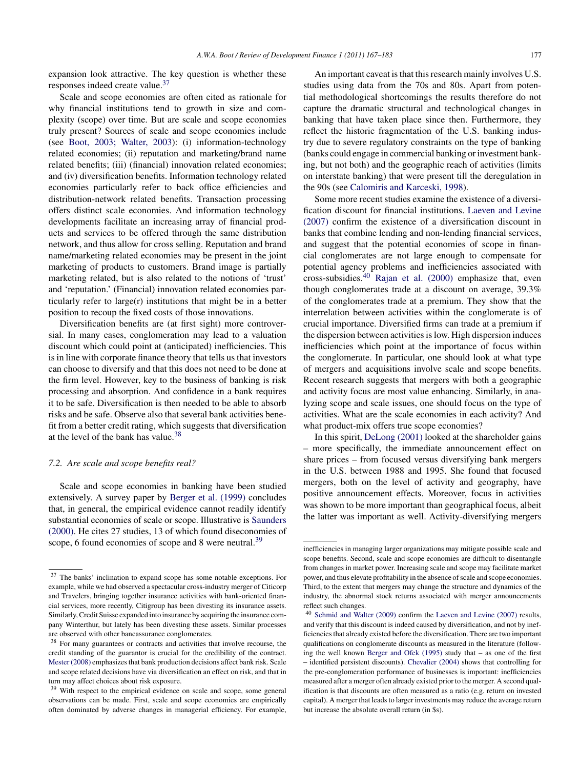expansion look attractive. The key question is whether these responses indeed create value.[37]

Scale and scope economies are often cited as rationale for why financial institutions tend to growth in size and complexity (scope) over time. But are scale and scope economies truly present? Sources of scale and scope economies include (see Boot, 2003; Walter, 2003): (i) information-technology related economies; (ii) reputation and marketing/brand name related benefits; (iii) (financial) innovation related economies; and (iv) diversification benefits. Information technology related economies particularly refer to back office efficiencies and distribution-network related benefits. Transaction processing offers distinct scale economies. And information technology developments facilitate an increasing array of financial products and services to be offered through the same distribution network, and thus allow for cross selling. Reputation and brand name/marketing related economies may be present in the joint marketing of products to customers. Brand image is partially marketing related, but is also related to the notions of 'trust' and 'reputation.' (Financial) innovation related economies particularly refer to large(r) institutions that might be in a better position to recoup the fixed costs of those innovations.

Diversification benefits are (at first sight) more controversial. In many cases, conglomeration may lead to a valuation discount which could point at (anticipated) inefficiencies. This is in line with corporate finance theory that tells us that investors can choose to diversify and that this does not need to be done at the firm level. However, key to the business of banking is risk processing and absorption. And confidence in a bank requires it to be safe. Diversification is then needed to be able to absorb risks and be safe. Observe also that several bank activities benefit from a better credit rating, which suggests that diversification at the level of the bank has value.[38]

### 7.2. Are scale and scope benefits real?

Scale and scope economies in banking have been studied extensively. A survey paper by Berger et al. (1999) concludes that, in general, the empirical evidence cannot readily identify substantial economies of scale or scope. Illustrative is Saunders (2000). He cites 27 studies, 13 of which found diseconomies of scope, 6 found economies of scope and 8 were neutral.[39]

An important caveat is that this research mainly involves U.S. studies using data from the 70s and 80s. Apart from potential methodological shortcomings the results therefore do not capture the dramatic structural and technological changes in banking that have taken place since then. Furthermore, they reflect the historic fragmentation of the U.S. banking industry due to severe regulatory constraints on the type of banking (banks could engage in commercial banking or investment banking, but not both) and the geographic reach of activities (limits on interstate banking) that were present till the deregulation in the 90s (see Calomiris and Karceski, 1998).

Some more recent studies examine the existence of a diversification discount for financial institutions. Laeven and Levine (2007) confirm the existence of a diversification discount in banks that combine lending and non-lending financial services, and suggest that the potential economies of scope in financial conglomerates are not large enough to compensate for potential agency problems and inefficiencies associated with cross-subsidies.[40] Rajan et al. (2000) emphasize that, even though conglomerates trade at a discount on average, 39.3% of the conglomerates trade at a premium. They show that the interrelation between activities within the conglomerate is of crucial importance. Diversified firms can trade at a premium if the dispersion between activities is low. High dispersion induces inefficiencies which point at the importance of focus within the conglomerate. In particular, one should look at what type of mergers and acquisitions involve scale and scope benefits. Recent research suggests that mergers with both a geographic and activity focus are most value enhancing. Similarly, in analyzing scope and scale issues, one should focus on the type of activities. What are the scale economies in each activity? And what product-mix offers true scope economies?

In this spirit, DeLong (2001) looked at the shareholder gains – more specifically, the immediate announcement effect on share prices – from focused versus diversifying bank mergers in the U.S. between 1988 and 1995. She found that focused mergers, both on the level of activity and geography, have positive announcement effects. Moreover, focus in activities was shown to be more important than geographical focus, albeit the latter was important as well. Activity-diversifying mergers

---

[37] The banks' inclination to expand scope has some notable exceptions. For example, while we had observed a spectacular cross-industry merger of Citicorp and Travelers, bringing together insurance activities with bank-oriented financial services, more recently, Citigroup has been divesting its insurance assets. Similarly, Credit Suisse expanded into insurance by acquiring the insurance company Winterthur, but lately has been divesting these assets. Similar processes are observed with other bancassurance conglomerates.

[38] For many guarantees or contracts and activities that involve recourse, the credit standing of the guarantor is crucial for the credibility of the contract. Mester (2008) emphasizes that bank production decisions affect bank risk. Scale and scope related decisions have via diversification an effect on risk, and that in turn may affect choices about risk exposure.

[39] With respect to the empirical evidence on scale and scope, some general observations can be made. First, scale and scope economies are empirically often dominated by adverse changes in managerial efficiency. For example, inefficiencies in managing larger organizations may mitigate possible scale and scope benefits. Second, scale and scope economies are difficult to disentangle from changes in market power. Increasing scale and scope may facilitate market power, and thus elevate profitability in the absence of scale and scope economies. Third, to the extent that mergers may change the structure and dynamics of the industry, the abnormal stock returns associated with merger announcements reflect such changes.

[40] Schmid and Walter (2009) confirm the Laeven and Levine (2007) results, and verify that this discount is indeed caused by diversification, and not by inefficiencies that already existed before the diversification. There are two important qualifications on conglomerate discounts as measured in the literature (following the well known Berger and Ofek (1995) study that – as one of the first – identified persistent discounts). Chevalier (2004) shows that controlling for the pre-conglomeration performance of businesses is important: inefficiencies measured after a merger often already existed prior to the merger. A second qualification is that discounts are often measured as a ratio (e.g. return on invested capital). A merger that leads to larger investments may reduce the average return but increase the absolute overall return (in $s).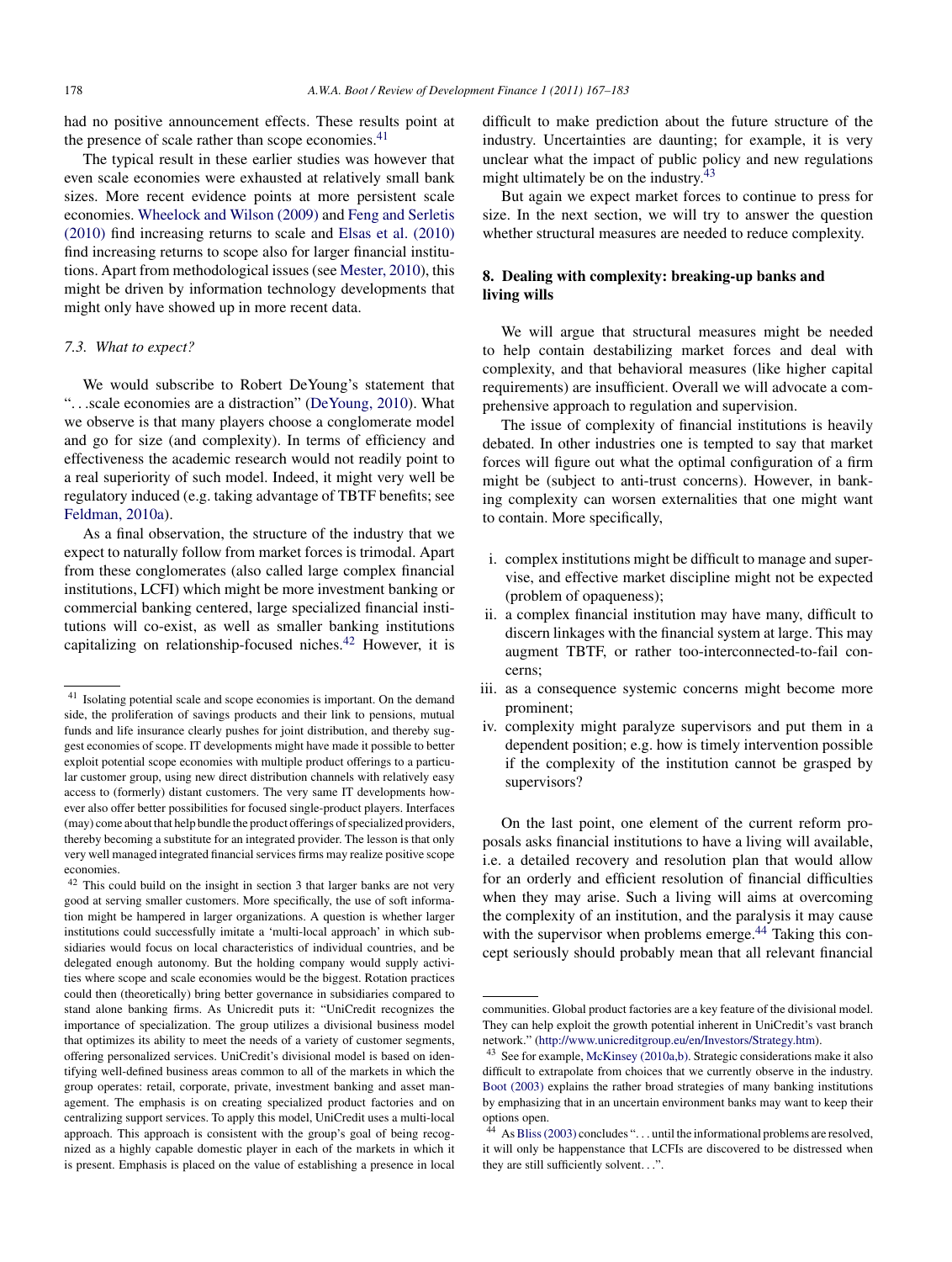had no positive announcement effects. These results point at the presence of scale rather than scope economies.[41]

The typical result in these earlier studies was however that even scale economies were exhausted at relatively small bank sizes. More recent evidence points at more persistent scale economies. Wheelock and Wilson (2009) and Feng and Serletis (2010) find increasing returns to scale and Elsas et al. (2010) find increasing returns to scope also for larger financial institutions. Apart from methodological issues (see Mester, 2010), this might be driven by information technology developments that might only have showed up in more recent data.

### *7.3. What to expect?*

We would subscribe to Robert DeYoung's statement that "...scale economies are a distraction" (DeYoung, 2010). What we observe is that many players choose a conglomerate model and go for size (and complexity). In terms of efficiency and effectiveness the academic research would not readily point to a real superiority of such model. Indeed, it might very well be regulatory induced (e.g. taking advantage of TBTF benefits; see Feldman, 2010a).

As a final observation, the structure of the industry that we expect to naturally follow from market forces is trimodal. Apart from these conglomerates (also called large complex financial institutions, LCFI) which might be more investment banking or commercial banking centered, large specialized financial institutions will co-exist, as well as smaller banking institutions capitalizing on relationship-focused niches.[42] However, it is difficult to make prediction about the future structure of the industry. Uncertainties are daunting; for example, it is very unclear what the impact of public policy and new regulations might ultimately be on the industry.[43]

But again we expect market forces to continue to press for size. In the next section, we will try to answer the question whether structural measures are needed to reduce complexity.

## 8. Dealing with complexity: breaking-up banks and living wills

We will argue that structural measures might be needed to help contain destabilizing market forces and deal with complexity, and that behavioral measures (like higher capital requirements) are insufficient. Overall we will advocate a comprehensive approach to regulation and supervision.

The issue of complexity of financial institutions is heavily debated. In other industries one is tempted to say that market forces will figure out what the optimal configuration of a firm might be (subject to anti-trust concerns). However, in banking complexity can worsen externalities that one might want to contain. More specifically,

i. complex institutions might be difficult to manage and supervise, and effective market discipline might not be expected (problem of opaqueness);
ii. a complex financial institution may have many, difficult to discern linkages with the financial system at large. This may augment TBTF, or rather too-interconnected-to-fail concerns;
iii. as a consequence systemic concerns might become more prominent;
iv. complexity might paralyze supervisors and put them in a dependent position; e.g. how is timely intervention possible if the complexity of the institution cannot be grasped by supervisors?

On the last point, one element of the current reform proposals asks financial institutions to have a living will available, i.e. a detailed recovery and resolution plan that would allow for an orderly and efficient resolution of financial difficulties when they may arise. Such a living will aims at overcoming the complexity of an institution, and the paralysis it may cause with the supervisor when problems emerge.[44] Taking this concept seriously should probably mean that all relevant financial

---

[41] Isolating potential scale and scope economies is important. On the demand side, the proliferation of savings products and their link to pensions, mutual funds and life insurance clearly pushes for joint distribution, and thereby suggest economies of scope. IT developments might have made it possible to better exploit potential scope economies with multiple product offerings to a particular customer group, using new direct distribution channels with relatively easy access to (formerly) distant customers. The very same IT developments however also offer better possibilities for focused single-product players. Interfaces (may) come about that help bundle the product offerings of specialized providers, thereby becoming a substitute for an integrated provider. The lesson is that only very well managed integrated financial services firms may realize positive scope economies.

[42] This could build on the insight in section 3 that larger banks are not very good at serving smaller customers. More specifically, the use of soft information might be hampered in larger organizations. A question is whether larger institutions could successfully imitate a 'multi-local approach' in which subsidiaries would focus on local characteristics of individual countries, and be delegated enough autonomy. But the holding company would supply activities where scope and scale economies would be the biggest. Rotation practices could then (theoretically) bring better governance in subsidiaries compared to stand alone banking firms. As Unicredit puts it: "UniCredit recognizes the importance of specialization. The group utilizes a divisional business model that optimizes its ability to meet the needs of a variety of customer segments, offering personalized services. UniCredit's divisional model is based on identifying well-defined business areas common to all of the markets in which the group operates: retail, corporate, private, investment banking and asset management. The emphasis is on creating specialized product factories and on centralizing support services. To apply this model, UniCredit uses a multi-local approach. This approach is consistent with the group's goal of being recognized as a highly capable domestic player in each of the markets in which it is present. Emphasis is placed on the value of establishing a presence in local communities. Global product factories are a key feature of the divisional model. They can help exploit the growth potential inherent in UniCredit's vast branch network." (http://www.unicreditgroup.eu/en/Investors/Strategy.htm).

[43] See for example, McKinsey (2010a,b). Strategic considerations make it also difficult to extrapolate from choices that we currently observe in the industry. Boot (2003) explains the rather broad strategies of many banking institutions by emphasizing that in an uncertain environment banks may want to keep their options open.

[44] As Bliss (2003) concludes "...until the informational problems are resolved, it will only be happenstance that LCFIs are discovered to be distressed when they are still sufficiently solvent...".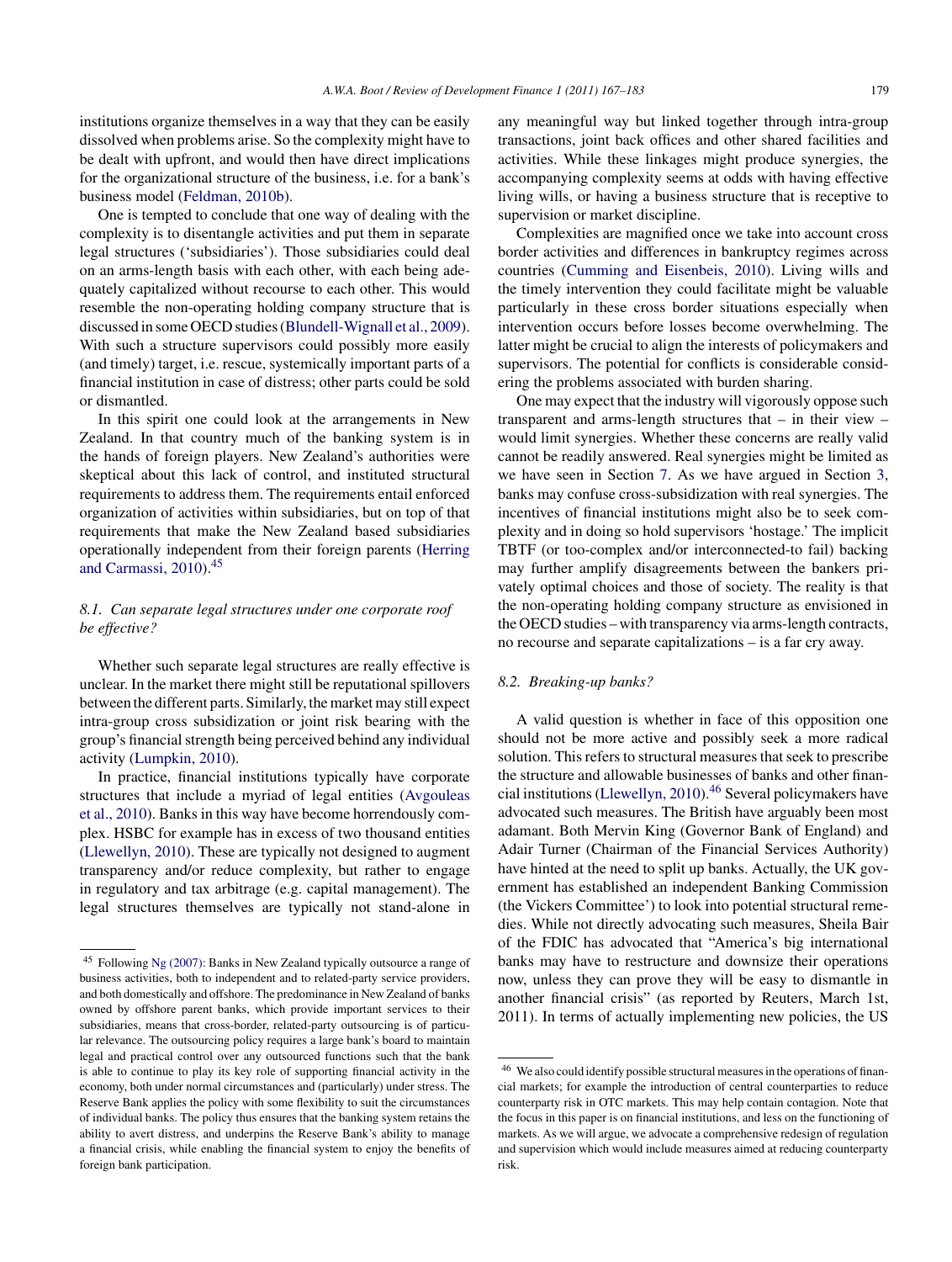institutions organize themselves in a way that they can be easily dissolved when problems arise. So the complexity might have to be dealt with upfront, and would then have direct implications for the organizational structure of the business, i.e. for a bank's business model (Feldman, 2010b).

One is tempted to conclude that one way of dealing with the complexity is to disentangle activities and put them in separate legal structures ('subsidiaries'). Those subsidiaries could deal on an arms-length basis with each other, with each being adequately capitalized without recourse to each other. This would resemble the non-operating holding company structure that is discussed in some OECD studies (Blundell-Wignall et al., 2009). With such a structure supervisors could possibly more easily (and timely) target, i.e. rescue, systemically important parts of a financial institution in case of distress; other parts could be sold or dismantled.

In this spirit one could look at the arrangements in New Zealand. In that country much of the banking system is in the hands of foreign players. New Zealand's authorities were skeptical about this lack of control, and instituted structural requirements to address them. The requirements entail enforced organization of activities within subsidiaries, but on top of that requirements that make the New Zealand based subsidiaries operationally independent from their foreign parents (Herring and Carmassi, 2010).[45]

### 8.1. Can separate legal structures under one corporate roof be effective?

Whether such separate legal structures are really effective is unclear. In the market there might still be reputational spillovers between the different parts. Similarly, the market may still expect intra-group cross subsidization or joint risk bearing with the group's financial strength being perceived behind any individual activity (Lumpkin, 2010).

In practice, financial institutions typically have corporate structures that include a myriad of legal entities (Avgouleas et al., 2010). Banks in this way have become horrendously complex. HSBC for example has in excess of two thousand entities (Llewellyn, 2010). These are typically not designed to augment transparency and/or reduce complexity, but rather to engage in regulatory and tax arbitrage (e.g. capital management). The legal structures themselves are typically not stand-alone in any meaningful way but linked together through intra-group transactions, joint back offices and other shared facilities and activities. While these linkages might produce synergies, the accompanying complexity seems at odds with having effective living wills, or having a business structure that is receptive to supervision or market discipline.

Complexities are magnified once we take into account cross border activities and differences in bankruptcy regimes across countries (Cumming and Eisenbeis, 2010). Living wills and the timely intervention they could facilitate might be valuable particularly in these cross border situations especially when intervention occurs before losses become overwhelming. The latter might be crucial to align the interests of policymakers and supervisors. The potential for conflicts is considerable considering the problems associated with burden sharing.

One may expect that the industry will vigorously oppose such transparent and arms-length structures that – in their view – would limit synergies. Whether these concerns are really valid cannot be readily answered. Real synergies might be limited as we have seen in Section 7. As we have argued in Section 3, banks may confuse cross-subsidization with real synergies. The incentives of financial institutions might also be to seek complexity and in doing so hold supervisors 'hostage.' The implicit TBTF (or too-complex and/or interconnected-to fail) backing may further amplify disagreements between the bankers privately optimal choices and those of society. The reality is that the non-operating holding company structure as envisioned in the OECD studies – with transparency via arms-length contracts, no recourse and separate capitalizations – is a far cry away.

### 8.2. Breaking-up banks?

A valid question is whether in face of this opposition one should not be more active and possibly seek a more radical solution. This refers to structural measures that seek to prescribe the structure and allowable businesses of banks and other financial institutions (Llewellyn, 2010).[46] Several policymakers have advocated such measures. The British have arguably been most adamant. Both Mervin King (Governor Bank of England) and Adair Turner (Chairman of the Financial Services Authority) have hinted at the need to split up banks. Actually, the UK government has established an independent Banking Commission (the Vickers Committee') to look into potential structural remedies. While not directly advocating such measures, Sheila Bair of the FDIC has advocated that "America's big international banks may have to restructure and downsize their operations now, unless they can prove they will be easy to dismantle in another financial crisis" (as reported by Reuters, March 1st, 2011). In terms of actually implementing new policies, the US

---

[45] Following Ng (2007): Banks in New Zealand typically outsource a range of business activities, both to independent and to related-party service providers, and both domestically and offshore. The predominance in New Zealand of banks owned by offshore parent banks, which provide important services to their subsidiaries, means that cross-border, related-party outsourcing is of particular relevance. The outsourcing policy requires a large bank's board to maintain legal and practical control over any outsourced functions such that the bank is able to continue to play its key role of supporting financial activity in the economy, both under normal circumstances and (particularly) under stress. The Reserve Bank applies the policy with some flexibility to suit the circumstances of individual banks. The policy thus ensures that the banking system retains the ability to avert distress, and underpins the Reserve Bank's ability to manage a financial crisis, while enabling the financial system to enjoy the benefits of foreign bank participation.

[46] We also could identify possible structural measures in the operations of financial markets; for example the introduction of central counterparties to reduce counterparty risk in OTC markets. This may help contain contagion. Note that the focus in this paper is on financial institutions, and less on the functioning of markets. As we will argue, we advocate a comprehensive redesign of regulation and supervision which would include measures aimed at reducing counterparty risk.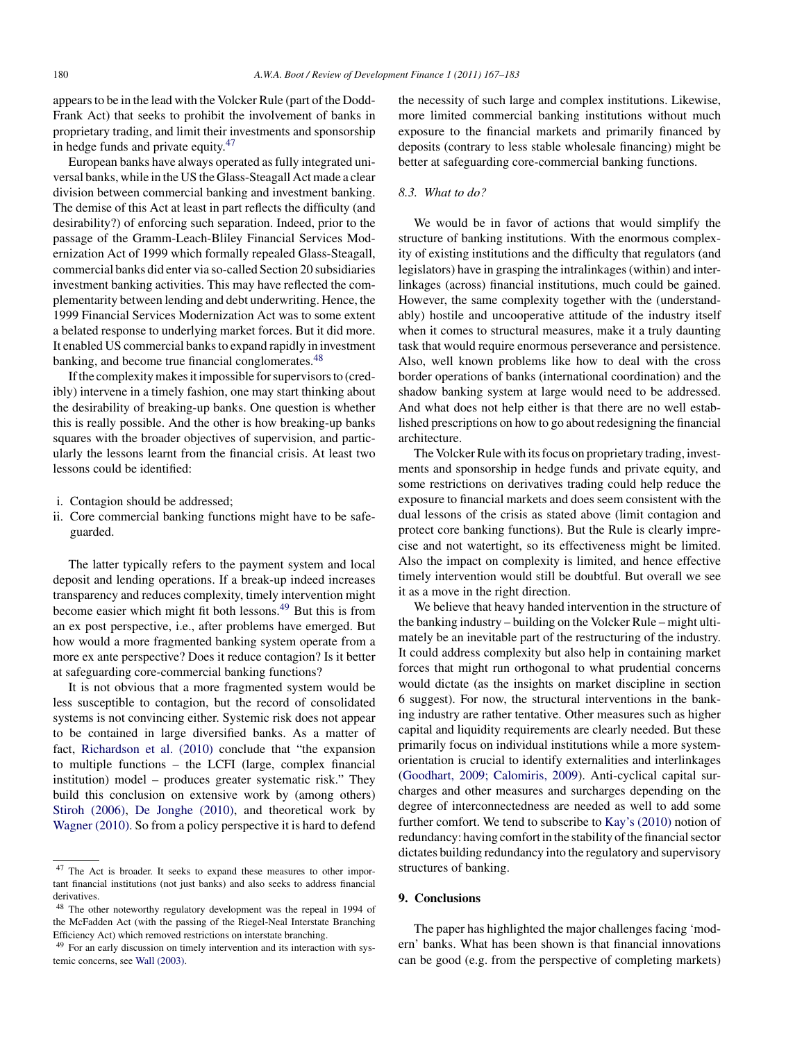appears to be in the lead with the Volcker Rule (part of the Dodd-Frank Act) that seeks to prohibit the involvement of banks in proprietary trading, and limit their investments and sponsorship in hedge funds and private equity.[47]

European banks have always operated as fully integrated universal banks, while in the US the Glass-Steagall Act made a clear division between commercial banking and investment banking. The demise of this Act at least in part reflects the difficulty (and desirability?) of enforcing such separation. Indeed, prior to the passage of the Gramm-Leach-Bliley Financial Services Modernization Act of 1999 which formally repealed Glass-Steagall, commercial banks did enter via so-called Section 20 subsidiaries investment banking activities. This may have reflected the complementarity between lending and debt underwriting. Hence, the 1999 Financial Services Modernization Act was to some extent a belated response to underlying market forces. But it did more. It enabled US commercial banks to expand rapidly in investment banking, and become true financial conglomerates.[48]

If the complexity makes it impossible for supervisors to (credibly) intervene in a timely fashion, one may start thinking about the desirability of breaking-up banks. One question is whether this is really possible. And the other is how breaking-up banks squares with the broader objectives of supervision, and particularly the lessons learnt from the financial crisis. At least two lessons could be identified:

i. Contagion should be addressed;
ii. Core commercial banking functions might have to be safeguarded.

The latter typically refers to the payment system and local deposit and lending operations. If a break-up indeed increases transparency and reduces complexity, timely intervention might become easier which might fit both lessons.[49] But this is from an ex post perspective, i.e., after problems have emerged. But how would a more fragmented banking system operate from a more ex ante perspective? Does it reduce contagion? Is it better at safeguarding core-commercial banking functions?

It is not obvious that a more fragmented system would be less susceptible to contagion, but the record of consolidated systems is not convincing either. Systemic risk does not appear to be contained in large diversified banks. As a matter of fact, Richardson et al. (2010) conclude that "the expansion to multiple functions – the LCFI (large, complex financial institution) model – produces greater systematic risk." They build this conclusion on extensive work by (among others) Stiroh (2006), De Jonghe (2010), and theoretical work by Wagner (2010). So from a policy perspective it is hard to defend the necessity of such large and complex institutions. Likewise, more limited commercial banking institutions without much exposure to the financial markets and primarily financed by deposits (contrary to less stable wholesale financing) might be better at safeguarding core-commercial banking functions.

### 8.3. What to do?

We would be in favor of actions that would simplify the structure of banking institutions. With the enormous complexity of existing institutions and the difficulty that regulators (and legislators) have in grasping the intralinkages (within) and interlinkages (across) financial institutions, much could be gained. However, the same complexity together with the (understandably) hostile and uncooperative attitude of the industry itself when it comes to structural measures, make it a truly daunting task that would require enormous perseverance and persistence. Also, well known problems like how to deal with the cross border operations of banks (international coordination) and the shadow banking system at large would need to be addressed. And what does not help either is that there are no well established prescriptions on how to go about redesigning the financial architecture.

The Volcker Rule with its focus on proprietary trading, investments and sponsorship in hedge funds and private equity, and some restrictions on derivatives trading could help reduce the exposure to financial markets and does seem consistent with the dual lessons of the crisis as stated above (limit contagion and protect core banking functions). But the Rule is clearly imprecise and not watertight, so its effectiveness might be limited. Also the impact on complexity is limited, and hence effective timely intervention would still be doubtful. But overall we see it as a move in the right direction.

We believe that heavy handed intervention in the structure of the banking industry – building on the Volcker Rule – might ultimately be an inevitable part of the restructuring of the industry. It could address complexity but also help in containing market forces that might run orthogonal to what prudential concerns would dictate (as the insights on market discipline in section 6 suggest). For now, the structural interventions in the banking industry are rather tentative. Other measures such as higher capital and liquidity requirements are clearly needed. But these primarily focus on individual institutions while a more system-orientation is crucial to identify externalities and interlinkages (Goodhart, 2009; Calomiris, 2009). Anti-cyclical capital surcharges and other measures and surcharges depending on the degree of interconnectedness are needed as well to add some further comfort. We tend to subscribe to Kay's (2010) notion of redundancy: having comfort in the stability of the financial sector dictates building redundancy into the regulatory and supervisory structures of banking.

## 9. Conclusions

The paper has highlighted the major challenges facing 'modern' banks. What has been shown is that financial innovations can be good (e.g. from the perspective of completing markets)

---

[47] The Act is broader. It seeks to expand these measures to other important financial institutions (not just banks) and also seeks to address financial derivatives.

[48] The other noteworthy regulatory development was the repeal in 1994 of the McFadden Act (with the passing of the Riegel-Neal Interstate Branching Efficiency Act) which removed restrictions on interstate branching.

[49] For an early discussion on timely intervention and its interaction with systemic concerns, see Wall (2003).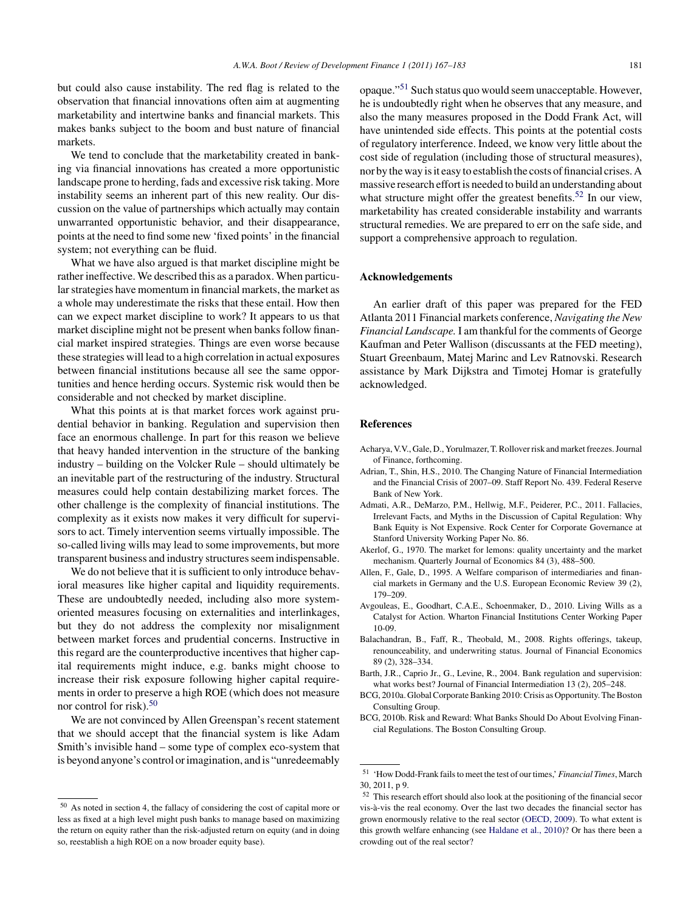but could also cause instability. The red flag is related to the observation that financial innovations often aim at augmenting marketability and intertwine banks and financial markets. This makes banks subject to the boom and bust nature of financial markets.

We tend to conclude that the marketability created in banking via financial innovations has created a more opportunistic landscape prone to herding, fads and excessive risk taking. More instability seems an inherent part of this new reality. Our discussion on the value of partnerships which actually may contain unwarranted opportunistic behavior, and their disappearance, points at the need to find some new 'fixed points' in the financial system; not everything can be fluid.

What we have also argued is that market discipline might be rather ineffective. We described this as a paradox. When particular strategies have momentum in financial markets, the market as a whole may underestimate the risks that these entail. How then can we expect market discipline to work? It appears to us that market discipline might not be present when banks follow financial market inspired strategies. Things are even worse because these strategies will lead to a high correlation in actual exposures between financial institutions because all see the same opportunities and hence herding occurs. Systemic risk would then be considerable and not checked by market discipline.

What this points at is that market forces work against prudential behavior in banking. Regulation and supervision then face an enormous challenge. In part for this reason we believe that heavy handed intervention in the structure of the banking industry – building on the Volcker Rule – should ultimately be an inevitable part of the restructuring of the industry. Structural measures could help contain destabilizing market forces. The other challenge is the complexity of financial institutions. The complexity as it exists now makes it very difficult for supervisors to act. Timely intervention seems virtually impossible. The so-called living wills may lead to some improvements, but more transparent business and industry structures seem indispensable.

We do not believe that it is sufficient to only introduce behavioral measures like higher capital and liquidity requirements. These are undoubtedly needed, including also more system-oriented measures focusing on externalities and interlinkages, but they do not address the complexity nor misalignment between market forces and prudential concerns. Instructive in this regard are the counterproductive incentives that higher capital requirements might induce, e.g. banks might choose to increase their risk exposure following higher capital requirements in order to preserve a high ROE (which does not measure nor control for risk).[50]

We are not convinced by Allen Greenspan's recent statement that we should accept that the financial system is like Adam Smith's invisible hand – some type of complex eco-system that is beyond anyone's control or imagination, and is "unredeemably opaque."[51] Such status quo would seem unacceptable. However, he is undoubtedly right when he observes that any measure, and also the many measures proposed in the Dodd Frank Act, will have unintended side effects. This points at the potential costs of regulatory interference. Indeed, we know very little about the cost side of regulation (including those of structural measures), nor by the way is it easy to establish the costs of financial crises. A massive research effort is needed to build an understanding about what structure might offer the greatest benefits.[52] In our view, marketability has created considerable instability and warrants structural remedies. We are prepared to err on the safe side, and support a comprehensive approach to regulation.

## Acknowledgements

An earlier draft of this paper was prepared for the FED Atlanta 2011 Financial markets conference, *Navigating the New Financial Landscape.* I am thankful for the comments of George Kaufman and Peter Wallison (discussants at the FED meeting), Stuart Greenbaum, Matej Marinc and Lev Ratnovski. Research assistance by Mark Dijkstra and Timotej Homar is gratefully acknowledged.

## References

Acharya, V.V., Gale, D., Yorulmazer, T. Rollover risk and market freezes. Journal of Finance, forthcoming.

Adrian, T., Shin, H.S., 2010. The Changing Nature of Financial Intermediation and the Financial Crisis of 2007–09. Staff Report No. 439. Federal Reserve Bank of New York.

Admati, A.R., DeMarzo, P.M., Hellwig, M.F., Peiderer, P.C., 2011. Fallacies, Irrelevant Facts, and Myths in the Discussion of Capital Regulation: Why Bank Equity is Not Expensive. Rock Center for Corporate Governance at Stanford University Working Paper No. 86.

Akerlof, G., 1970. The market for lemons: quality uncertainty and the market mechanism. Quarterly Journal of Economics 84 (3), 488–500.

Allen, F., Gale, D., 1995. A Welfare comparison of intermediaries and financial markets in Germany and the U.S. European Economic Review 39 (2), 179–209.

Avgouleas, E., Goodhart, C.A.E., Schoenmaker, D., 2010. Living Wills as a Catalyst for Action. Wharton Financial Institutions Center Working Paper 10-09.

Balachandran, B., Faff, R., Theobald, M., 2008. Rights offerings, takeup, renounceability, and underwriting status. Journal of Financial Economics 89 (2), 328–334.

Barth, J.R., Caprio Jr., G., Levine, R., 2004. Bank regulation and supervision: what works best? Journal of Financial Intermediation 13 (2), 205–248.

BCG, 2010a. Global Corporate Banking 2010: Crisis as Opportunity. The Boston Consulting Group.

BCG, 2010b. Risk and Reward: What Banks Should Do About Evolving Financial Regulations. The Boston Consulting Group.

---

[50] As noted in section 4, the fallacy of considering the cost of capital more or less as fixed at a high level might push banks to manage based on maximizing the return on equity rather than the risk-adjusted return on equity (and in doing so, reestablish a high ROE on a now broader equity base).

[51] 'How Dodd-Frank fails to meet the test of our times,' *Financial Times*, March 30, 2011, p 9.

[52] This research effort should also look at the positioning of the financial secor vis-à-vis the real economy. Over the last two decades the financial sector has grown enormously relative to the real sector (OECD, 2009). To what extent is this growth welfare enhancing (see Haldane et al., 2010)? Or has there been a crowding out of the real sector?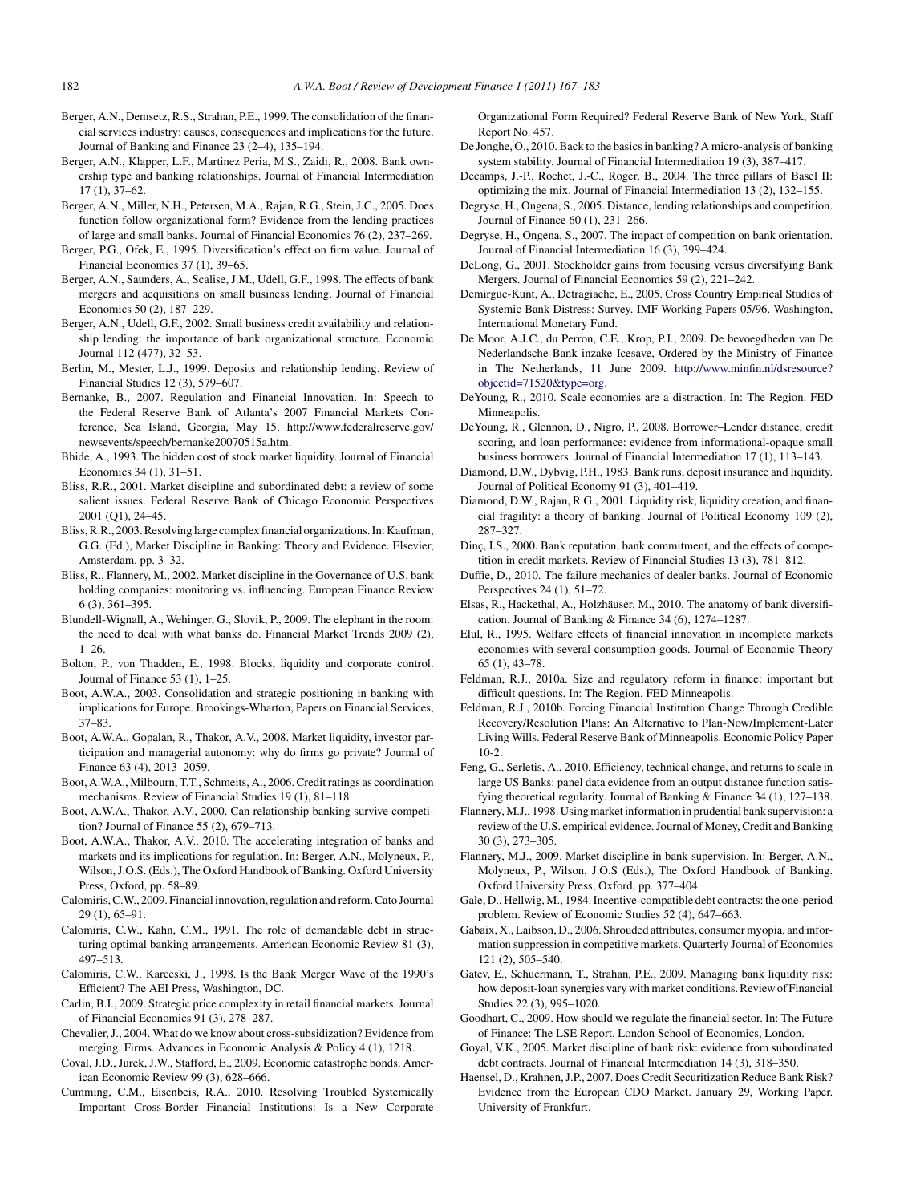Berger, A.N., Demsetz, R.S., Strahan, P.E., 1999. The consolidation of the financial services industry: causes, consequences and implications for the future. Journal of Banking and Finance 23 (2–4), 135–194.

Berger, A.N., Klapper, L.F., Martinez Peria, M.S., Zaidi, R., 2008. Bank ownership type and banking relationships. Journal of Financial Intermediation 17 (1), 37–62.

Berger, A.N., Miller, N.H., Petersen, M.A., Rajan, R.G., Stein, J.C., 2005. Does function follow organizational form? Evidence from the lending practices of large and small banks. Journal of Financial Economics 76 (2), 237–269.

Berger, P.G., Ofek, E., 1995. Diversification's effect on firm value. Journal of Financial Economics 37 (1), 39–65.

Berger, A.N., Saunders, A., Scalise, J.M., Udell, G.F., 1998. The effects of bank mergers and acquisitions on small business lending. Journal of Financial Economics 50 (2), 187–229.

Berger, A.N., Udell, G.F., 2002. Small business credit availability and relationship lending: the importance of bank organizational structure. Economic Journal 112 (477), 32–53.

Berlin, M., Mester, L.J., 1999. Deposits and relationship lending. Review of Financial Studies 12 (3), 579–607.

Bernanke, B., 2007. Regulation and Financial Innovation. In: Speech to the Federal Reserve Bank of Atlanta's 2007 Financial Markets Conference, Sea Island, Georgia, May 15, http://www.federalreserve.gov/newsevents/speech/bernanke20070515a.htm.

Bhide, A., 1993. The hidden cost of stock market liquidity. Journal of Financial Economics 34 (1), 31–51.

Bliss, R.R., 2001. Market discipline and subordinated debt: a review of some salient issues. Federal Reserve Bank of Chicago Economic Perspectives 2001 (Q1), 24–45.

Bliss, R.R., 2003. Resolving large complex financial organizations. In: Kaufman, G.G. (Ed.), Market Discipline in Banking: Theory and Evidence. Elsevier, Amsterdam, pp. 3–32.

Bliss, R., Flannery, M., 2002. Market discipline in the Governance of U.S. bank holding companies: monitoring vs. influencing. European Finance Review 6 (3), 361–395.

Blundell-Wignall, A., Wehinger, G., Slovik, P., 2009. The elephant in the room: the need to deal with what banks do. Financial Market Trends 2009 (2), 1–26.

Bolton, P., von Thadden, E., 1998. Blocks, liquidity and corporate control. Journal of Finance 53 (1), 1–25.

Boot, A.W.A., 2003. Consolidation and strategic positioning in banking with implications for Europe. Brookings-Wharton, Papers on Financial Services, 37–83.

Boot, A.W.A., Gopalan, R., Thakor, A.V., 2008. Market liquidity, investor participation and managerial autonomy: why do firms go private? Journal of Finance 63 (4), 2013–2059.

Boot, A.W.A., Milbourn, T.T., Schmeits, A., 2006. Credit ratings as coordination mechanisms. Review of Financial Studies 19 (1), 81–118.

Boot, A.W.A., Thakor, A.V., 2000. Can relationship banking survive competition? Journal of Finance 55 (2), 679–713.

Boot, A.W.A., Thakor, A.V., 2010. The accelerating integration of banks and markets and its implications for regulation. In: Berger, A.N., Molyneux, P., Wilson, J.O.S. (Eds.), The Oxford Handbook of Banking. Oxford University Press, Oxford, pp. 58–89.

Calomiris, C.W., 2009. Financial innovation, regulation and reform. Cato Journal 29 (1), 65–91.

Calomiris, C.W., Kahn, C.M., 1991. The role of demandable debt in structuring optimal banking arrangements. American Economic Review 81 (3), 497–513.

Calomiris, C.W., Karceski, J., 1998. Is the Bank Merger Wave of the 1990's Efficient? The AEI Press, Washington, DC.

Carlin, B.I., 2009. Strategic price complexity in retail financial markets. Journal of Financial Economics 91 (3), 278–287.

Chevalier, J., 2004. What do we know about cross-subsidization? Evidence from merging. Firms. Advances in Economic Analysis & Policy 4 (1), 1218.

Coval, J.D., Jurek, J.W., Stafford, E., 2009. Economic catastrophe bonds. American Economic Review 99 (3), 628–666.

Cumming, C.M., Eisenbeis, R.A., 2010. Resolving Troubled Systemically Important Cross-Border Financial Institutions: Is a New Corporate Organizational Form Required? Federal Reserve Bank of New York, Staff Report No. 457.

De Jonghe, O., 2010. Back to the basics in banking? A micro-analysis of banking system stability. Journal of Financial Intermediation 19 (3), 387–417.

Decamps, J.-P., Rochet, J.-C., Roger, B., 2004. The three pillars of Basel II: optimizing the mix. Journal of Financial Intermediation 13 (2), 132–155.

Degryse, H., Ongena, S., 2005. Distance, lending relationships and competition. Journal of Finance 60 (1), 231–266.

Degryse, H., Ongena, S., 2007. The impact of competition on bank orientation. Journal of Financial Intermediation 16 (3), 399–424.

DeLong, G., 2001. Stockholder gains from focusing versus diversifying Bank Mergers. Journal of Financial Economics 59 (2), 221–242.

Demirguc-Kunt, A., Detragiache, E., 2005. Cross Country Empirical Studies of Systemic Bank Distress: Survey. IMF Working Papers 05/96. Washington, International Monetary Fund.

De Moor, A.J.C., du Perron, C.E., Krop, P.J., 2009. De bevoegdheden van De Nederlandsche Bank inzake Icesave, Ordered by the Ministry of Finance in The Netherlands, 11 June 2009. http://www.minfin.nl/dsresource?objectid=71520&type=org.

DeYoung, R., 2010. Scale economies are a distraction. In: The Region. FED Minneapolis.

DeYoung, R., Glennon, D., Nigro, P., 2008. Borrower–Lender distance, credit scoring, and loan performance: evidence from informational-opaque small business borrowers. Journal of Financial Intermediation 17 (1), 113–143.

Diamond, D.W., Dybvig, P.H., 1983. Bank runs, deposit insurance and liquidity. Journal of Political Economy 91 (3), 401–419.

Diamond, D.W., Rajan, R.G., 2001. Liquidity risk, liquidity creation, and financial fragility: a theory of banking. Journal of Political Economy 109 (2), 287–327.

Dinç, I.S., 2000. Bank reputation, bank commitment, and the effects of competition in credit markets. Review of Financial Studies 13 (3), 781–812.

Duffie, D., 2010. The failure mechanics of dealer banks. Journal of Economic Perspectives 24 (1), 51–72.

Elsas, R., Hackethal, A., Holzhäuser, M., 2010. The anatomy of bank diversification. Journal of Banking & Finance 34 (6), 1274–1287.

Elul, R., 1995. Welfare effects of financial innovation in incomplete markets economies with several consumption goods. Journal of Economic Theory 65 (1), 43–78.

Feldman, R.J., 2010a. Size and regulatory reform in finance: important but difficult questions. In: The Region. FED Minneapolis.

Feldman, R.J., 2010b. Forcing Financial Institution Change Through Credible Recovery/Resolution Plans: An Alternative to Plan-Now/Implement-Later Living Wills. Federal Reserve Bank of Minneapolis. Economic Policy Paper 10-2.

Feng, G., Serletis, A., 2010. Efficiency, technical change, and returns to scale in large US Banks: panel data evidence from an output distance function satisfying theoretical regularity. Journal of Banking & Finance 34 (1), 127–138.

Flannery, M.J., 1998. Using market information in prudential bank supervision: a review of the U.S. empirical evidence. Journal of Money, Credit and Banking 30 (3), 273–305.

Flannery, M.J., 2009. Market discipline in bank supervision. In: Berger, A.N., Molyneux, P., Wilson, J.O.S (Eds.), The Oxford Handbook of Banking. Oxford University Press, Oxford, pp. 377–404.

Gale, D., Hellwig, M., 1984. Incentive-compatible debt contracts: the one-period problem. Review of Economic Studies 52 (4), 647–663.

Gabaix, X., Laibson, D., 2006. Shrouded attributes, consumer myopia, and information suppression in competitive markets. Quarterly Journal of Economics 121 (2), 505–540.

Gatev, E., Schuermann, T., Strahan, P.E., 2009. Managing bank liquidity risk: how deposit-loan synergies vary with market conditions. Review of Financial Studies 22 (3), 995–1020.

Goodhart, C., 2009. How should we regulate the financial sector. In: The Future of Finance: The LSE Report. London School of Economics, London.

Goyal, V.K., 2005. Market discipline of bank risk: evidence from subordinated debt contracts. Journal of Financial Intermediation 14 (3), 318–350.

Haensel, D., Krahnen, J.P., 2007. Does Credit Securitization Reduce Bank Risk? Evidence from the European CDO Market. January 29, Working Paper. University of Frankfurt.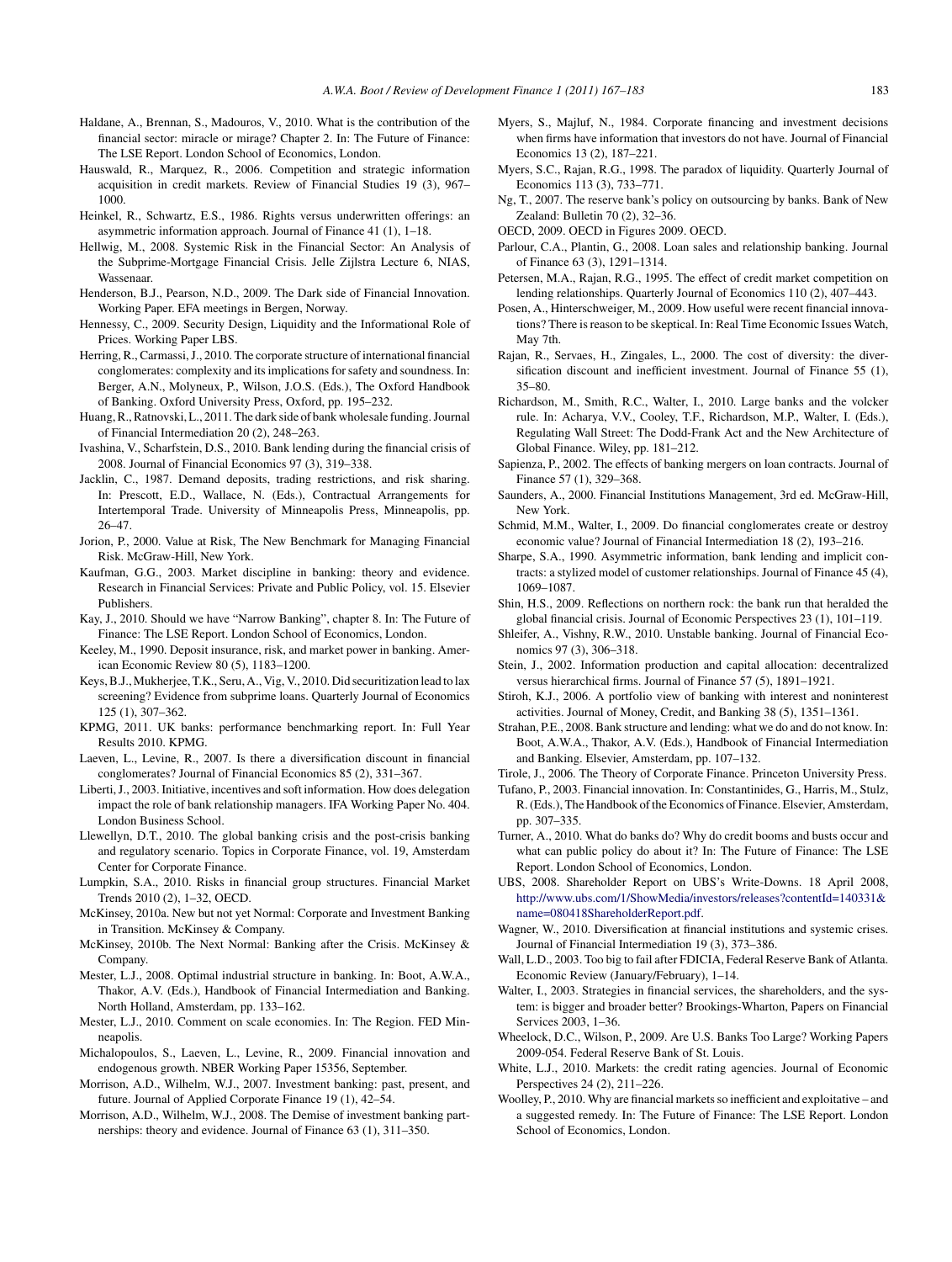Haldane, A., Brennan, S., Madouros, V., 2010. What is the contribution of the financial sector: miracle or mirage? Chapter 2. In: The Future of Finance: The LSE Report. London School of Economics, London.

Hauswald, R., Marquez, R., 2006. Competition and strategic information acquisition in credit markets. Review of Financial Studies 19 (3), 967–1000.

Heinkel, R., Schwartz, E.S., 1986. Rights versus underwritten offerings: an asymmetric information approach. Journal of Finance 41 (1), 1–18.

Hellwig, M., 2008. Systemic Risk in the Financial Sector: An Analysis of the Subprime-Mortgage Financial Crisis. Jelle Zijlstra Lecture 6, NIAS, Wassenaar.

Henderson, B.J., Pearson, N.D., 2009. The Dark side of Financial Innovation. Working Paper. EFA meetings in Bergen, Norway.

Hennessy, C., 2009. Security Design, Liquidity and the Informational Role of Prices. Working Paper LBS.

Herring, R., Carmassi, J., 2010. The corporate structure of international financial conglomerates: complexity and its implications for safety and soundness. In: Berger, A.N., Molyneux, P., Wilson, J.O.S. (Eds.), The Oxford Handbook of Banking. Oxford University Press, Oxford, pp. 195–232.

Huang, R., Ratnovski, L., 2011. The dark side of bank wholesale funding. Journal of Financial Intermediation 20 (2), 248–263.

Ivashina, V., Scharfstein, D.S., 2010. Bank lending during the financial crisis of 2008. Journal of Financial Economics 97 (3), 319–338.

Jacklin, C., 1987. Demand deposits, trading restrictions, and risk sharing. In: Prescott, E.D., Wallace, N. (Eds.), Contractual Arrangements for Intertemporal Trade. University of Minneapolis Press, Minneapolis, pp. 26–47.

Jorion, P., 2000. Value at Risk, The New Benchmark for Managing Financial Risk. McGraw-Hill, New York.

Kaufman, G.G., 2003. Market discipline in banking: theory and evidence. Research in Financial Services: Private and Public Policy, vol. 15. Elsevier Publishers.

Kay, J., 2010. Should we have "Narrow Banking", chapter 8. In: The Future of Finance: The LSE Report. London School of Economics, London.

Keeley, M., 1990. Deposit insurance, risk, and market power in banking. American Economic Review 80 (5), 1183–1200.

Keys, B.J., Mukherjee, T.K., Seru, A., Vig, V., 2010. Did securitization lead to lax screening? Evidence from subprime loans. Quarterly Journal of Economics 125 (1), 307–362.

KPMG, 2011. UK banks: performance benchmarking report. In: Full Year Results 2010. KPMG.

Laeven, L., Levine, R., 2007. Is there a diversification discount in financial conglomerates? Journal of Financial Economics 85 (2), 331–367.

Liberti, J., 2003. Initiative, incentives and soft information. How does delegation impact the role of bank relationship managers. IFA Working Paper No. 404. London Business School.

Llewellyn, D.T., 2010. The global banking crisis and the post-crisis banking and regulatory scenario. Topics in Corporate Finance, vol. 19, Amsterdam Center for Corporate Finance.

Lumpkin, S.A., 2010. Risks in financial group structures. Financial Market Trends 2010 (2), 1–32, OECD.

McKinsey, 2010a. New but not yet Normal: Corporate and Investment Banking in Transition. McKinsey & Company.

McKinsey, 2010b. The Next Normal: Banking after the Crisis. McKinsey & Company.

Mester, L.J., 2008. Optimal industrial structure in banking. In: Boot, A.W.A., Thakor, A.V. (Eds.), Handbook of Financial Intermediation and Banking. North Holland, Amsterdam, pp. 133–162.

Mester, L.J., 2010. Comment on scale economies. In: The Region. FED Minneapolis.

Michalopoulos, S., Laeven, L., Levine, R., 2009. Financial innovation and endogenous growth. NBER Working Paper 15356, September.

Morrison, A.D., Wilhelm, W.J., 2007. Investment banking: past, present, and future. Journal of Applied Corporate Finance 19 (1), 42–54.

Morrison, A.D., Wilhelm, W.J., 2008. The Demise of investment banking partnerships: theory and evidence. Journal of Finance 63 (1), 311–350.

Myers, S., Majluf, N., 1984. Corporate financing and investment decisions when firms have information that investors do not have. Journal of Financial Economics 13 (2), 187–221.

Myers, S.C., Rajan, R.G., 1998. The paradox of liquidity. Quarterly Journal of Economics 113 (3), 733–771.

Ng, T., 2007. The reserve bank's policy on outsourcing by banks. Bank of New Zealand: Bulletin 70 (2), 32–36.

OECD, 2009. OECD in Figures 2009. OECD.

Parlour, C.A., Plantin, G., 2008. Loan sales and relationship banking. Journal of Finance 63 (3), 1291–1314.

Petersen, M.A., Rajan, R.G., 1995. The effect of credit market competition on lending relationships. Quarterly Journal of Economics 110 (2), 407–443.

Posen, A., Hinterschweiger, M., 2009. How useful were recent financial innovations? There is reason to be skeptical. In: Real Time Economic Issues Watch, May 7th.

Rajan, R., Servaes, H., Zingales, L., 2000. The cost of diversity: the diversification discount and inefficient investment. Journal of Finance 55 (1), 35–80.

Richardson, M., Smith, R.C., Walter, I., 2010. Large banks and the volcker rule. In: Acharya, V.V., Cooley, T.F., Richardson, M.P., Walter, I. (Eds.), Regulating Wall Street: The Dodd-Frank Act and the New Architecture of Global Finance. Wiley, pp. 181–212.

Sapienza, P., 2002. The effects of banking mergers on loan contracts. Journal of Finance 57 (1), 329–368.

Saunders, A., 2000. Financial Institutions Management, 3rd ed. McGraw-Hill, New York.

Schmid, M.M., Walter, I., 2009. Do financial conglomerates create or destroy economic value? Journal of Financial Intermediation 18 (2), 193–216.

Sharpe, S.A., 1990. Asymmetric information, bank lending and implicit contracts: a stylized model of customer relationships. Journal of Finance 45 (4), 1069–1087.

Shin, H.S., 2009. Reflections on northern rock: the bank run that heralded the global financial crisis. Journal of Economic Perspectives 23 (1), 101–119.

Shleifer, A., Vishny, R.W., 2010. Unstable banking. Journal of Financial Economics 97 (3), 306–318.

Stein, J., 2002. Information production and capital allocation: decentralized versus hierarchical firms. Journal of Finance 57 (5), 1891–1921.

Stiroh, K.J., 2006. A portfolio view of banking with interest and noninterest activities. Journal of Money, Credit, and Banking 38 (5), 1351–1361.

Strahan, P.E., 2008. Bank structure and lending: what we do and do not know. In: Boot, A.W.A., Thakor, A.V. (Eds.), Handbook of Financial Intermediation and Banking. Elsevier, Amsterdam, pp. 107–132.

Tirole, J., 2006. The Theory of Corporate Finance. Princeton University Press.

Tufano, P., 2003. Financial innovation. In: Constantinides, G., Harris, M., Stulz, R. (Eds.), The Handbook of the Economics of Finance. Elsevier, Amsterdam, pp. 307–335.

Turner, A., 2010. What do banks do? Why do credit booms and busts occur and what can public policy do about it? In: The Future of Finance: The LSE Report. London School of Economics, London.

UBS, 2008. Shareholder Report on UBS's Write-Downs. 18 April 2008, http://www.ubs.com/1/ShowMedia/investors/releases?contentId=140331&name=080418ShareholderReport.pdf.

Wagner, W., 2010. Diversification at financial institutions and systemic crises. Journal of Financial Intermediation 19 (3), 373–386.

Wall, L.D., 2003. Too big to fail after FDICIA, Federal Reserve Bank of Atlanta. Economic Review (January/February), 1–14.

Walter, I., 2003. Strategies in financial services, the shareholders, and the system: is bigger and broader better? Brookings-Wharton, Papers on Financial Services 2003, 1–36.

Wheelock, D.C., Wilson, P., 2009. Are U.S. Banks Too Large? Working Papers 2009-054. Federal Reserve Bank of St. Louis.

White, L.J., 2010. Markets: the credit rating agencies. Journal of Economic Perspectives 24 (2), 211–226.

Woolley, P., 2010. Why are financial markets so inefficient and exploitative – and a suggested remedy. In: The Future of Finance: The LSE Report. London School of Economics, London.